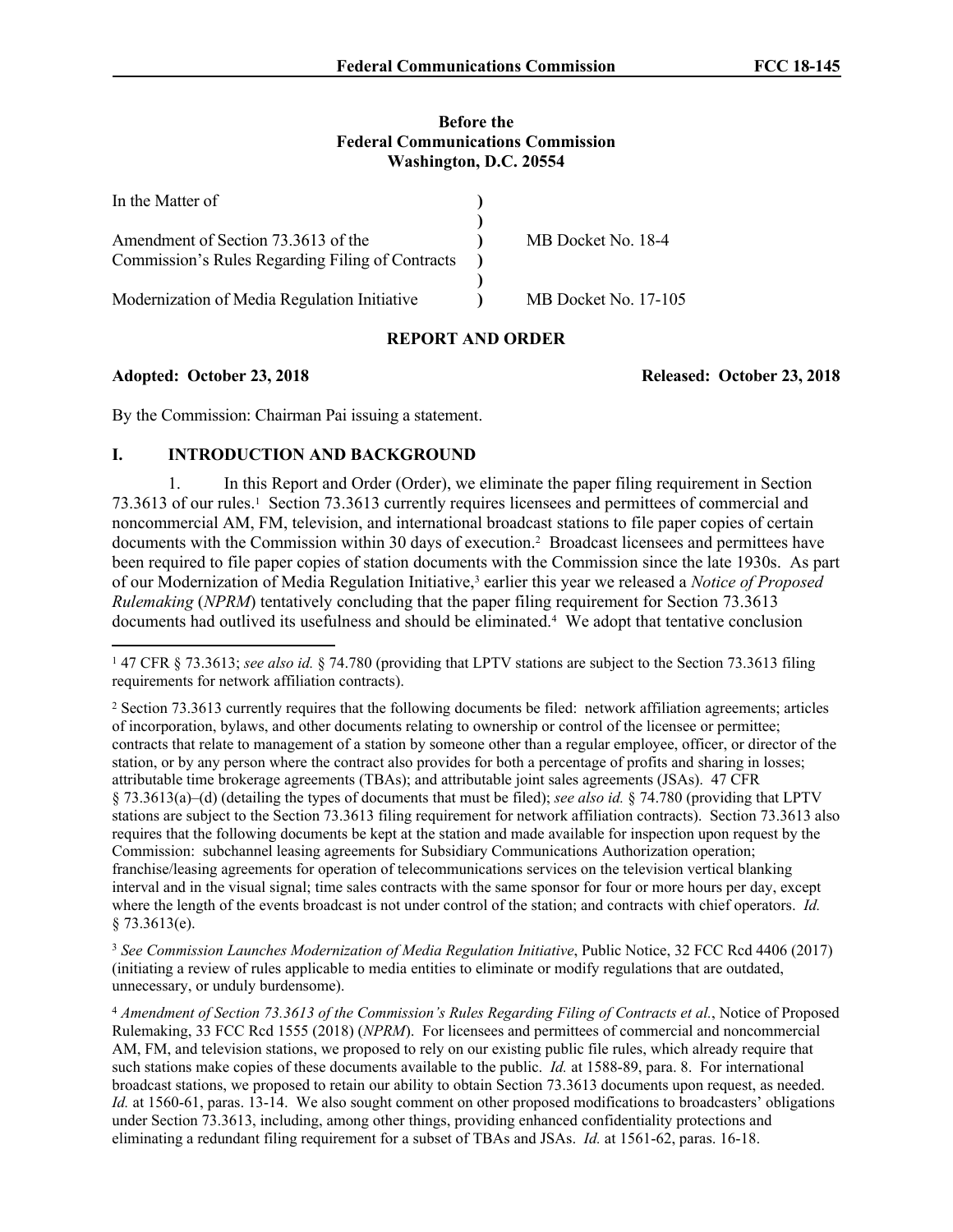**Before the**
**Federal Communications Commission**
**Washington, D.C. 20554**

| | | |
|---|---|---|
| In the Matter of | ) | |
| | ) | |
| Amendment of Section 73.3613 of the Commission's Rules Regarding Filing of Contracts | ) | MB Docket No. 18-4 |
| | ) | |
| Modernization of Media Regulation Initiative | ) | MB Docket No. 17-105 |

**REPORT AND ORDER**

**Adopted: October 23, 2018** **Released: October 23, 2018**

By the Commission: Chairman Pai issuing a statement.

## I. INTRODUCTION AND BACKGROUND

1. In this Report and Order (Order), we eliminate the paper filing requirement in Section 73.3613 of our rules.[1] Section 73.3613 currently requires licensees and permittees of commercial and noncommercial AM, FM, television, and international broadcast stations to file paper copies of certain documents with the Commission within 30 days of execution.[2] Broadcast licensees and permittees have been required to file paper copies of station documents with the Commission since the late 1930s. As part of our Modernization of Media Regulation Initiative,[3] earlier this year we released a *Notice of Proposed Rulemaking* (*NPRM*) tentatively concluding that the paper filing requirement for Section 73.3613 documents had outlived its usefulness and should be eliminated.[4] We adopt that tentative conclusion

[1] 47 CFR § 73.3613; *see also id.* § 74.780 (providing that LPTV stations are subject to the Section 73.3613 filing requirements for network affiliation contracts).

[2] Section 73.3613 currently requires that the following documents be filed: network affiliation agreements; articles of incorporation, bylaws, and other documents relating to ownership or control of the licensee or permittee; contracts that relate to management of a station by someone other than a regular employee, officer, or director of the station, or by any person where the contract also provides for both a percentage of profits and sharing in losses; attributable time brokerage agreements (TBAs); and attributable joint sales agreements (JSAs). 47 CFR § 73.3613(a)–(d) (detailing the types of documents that must be filed); *see also id.* § 74.780 (providing that LPTV stations are subject to the Section 73.3613 filing requirement for network affiliation contracts). Section 73.3613 also requires that the following documents be kept at the station and made available for inspection upon request by the Commission: subchannel leasing agreements for Subsidiary Communications Authorization operation; franchise/leasing agreements for operation of telecommunications services on the television vertical blanking interval and in the visual signal; time sales contracts with the same sponsor for four or more hours per day, except where the length of the events broadcast is not under control of the station; and contracts with chief operators. *Id.* § 73.3613(e).

[3] *See Commission Launches Modernization of Media Regulation Initiative*, Public Notice, 32 FCC Rcd 4406 (2017) (initiating a review of rules applicable to media entities to eliminate or modify regulations that are outdated, unnecessary, or unduly burdensome).

[4] *Amendment of Section 73.3613 of the Commission's Rules Regarding Filing of Contracts et al.*, Notice of Proposed Rulemaking, 33 FCC Rcd 1555 (2018) (*NPRM*). For licensees and permittees of commercial and noncommercial AM, FM, and television stations, we proposed to rely on our existing public file rules, which already require that such stations make copies of these documents available to the public. *Id.* at 1588-89, para. 8. For international broadcast stations, we proposed to retain our ability to obtain Section 73.3613 documents upon request, as needed. *Id.* at 1560-61, paras. 13-14. We also sought comment on other proposed modifications to broadcasters' obligations under Section 73.3613, including, among other things, providing enhanced confidentiality protections and eliminating a redundant filing requirement for a subset of TBAs and JSAs. *Id.* at 1561-62, paras. 16-18.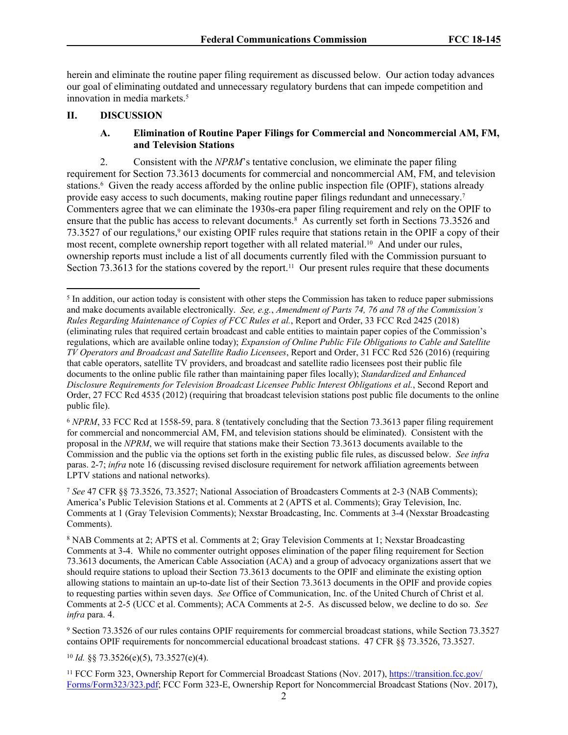herein and eliminate the routine paper filing requirement as discussed below. Our action today advances our goal of eliminating outdated and unnecessary regulatory burdens that can impede competition and innovation in media markets.[5]

## II. DISCUSSION

### A. Elimination of Routine Paper Filings for Commercial and Noncommercial AM, FM, and Television Stations

2. Consistent with the *NPRM*'s tentative conclusion, we eliminate the paper filing requirement for Section 73.3613 documents for commercial and noncommercial AM, FM, and television stations.[6] Given the ready access afforded by the online public inspection file (OPIF), stations already provide easy access to such documents, making routine paper filings redundant and unnecessary.[7] Commenters agree that we can eliminate the 1930s-era paper filing requirement and rely on the OPIF to ensure that the public has access to relevant documents.[8] As currently set forth in Sections 73.3526 and 73.3527 of our regulations,[9] our existing OPIF rules require that stations retain in the OPIF a copy of their most recent, complete ownership report together with all related material.[10] And under our rules, ownership reports must include a list of all documents currently filed with the Commission pursuant to Section 73.3613 for the stations covered by the report.[11] Our present rules require that these documents

---

[5] In addition, our action today is consistent with other steps the Commission has taken to reduce paper submissions and make documents available electronically. *See, e.g.*, *Amendment of Parts 74, 76 and 78 of the Commission's Rules Regarding Maintenance of Copies of FCC Rules et al.*, Report and Order, 33 FCC Rcd 2425 (2018) (eliminating rules that required certain broadcast and cable entities to maintain paper copies of the Commission's regulations, which are available online today); *Expansion of Online Public File Obligations to Cable and Satellite TV Operators and Broadcast and Satellite Radio Licensees*, Report and Order, 31 FCC Rcd 526 (2016) (requiring that cable operators, satellite TV providers, and broadcast and satellite radio licensees post their public file documents to the online public file rather than maintaining paper files locally); *Standardized and Enhanced Disclosure Requirements for Television Broadcast Licensee Public Interest Obligations et al.*, Second Report and Order, 27 FCC Rcd 4535 (2012) (requiring that broadcast television stations post public file documents to the online public file).

[6] *NPRM*, 33 FCC Rcd at 1558-59, para. 8 (tentatively concluding that the Section 73.3613 paper filing requirement for commercial and noncommercial AM, FM, and television stations should be eliminated). Consistent with the proposal in the *NPRM*, we will require that stations make their Section 73.3613 documents available to the Commission and the public via the options set forth in the existing public file rules, as discussed below. *See infra* paras. 2-7; *infra* note 16 (discussing revised disclosure requirement for network affiliation agreements between LPTV stations and national networks).

[7] *See* 47 CFR §§ 73.3526, 73.3527; National Association of Broadcasters Comments at 2-3 (NAB Comments); America's Public Television Stations et al. Comments at 2 (APTS et al. Comments); Gray Television, Inc. Comments at 1 (Gray Television Comments); Nexstar Broadcasting, Inc. Comments at 3-4 (Nexstar Broadcasting Comments).

[8] NAB Comments at 2; APTS et al. Comments at 2; Gray Television Comments at 1; Nexstar Broadcasting Comments at 3-4. While no commenter outright opposes elimination of the paper filing requirement for Section 73.3613 documents, the American Cable Association (ACA) and a group of advocacy organizations assert that we should require stations to upload their Section 73.3613 documents to the OPIF and eliminate the existing option allowing stations to maintain an up-to-date list of their Section 73.3613 documents in the OPIF and provide copies to requesting parties within seven days. *See* Office of Communication, Inc. of the United Church of Christ et al. Comments at 2-5 (UCC et al. Comments); ACA Comments at 2-5. As discussed below, we decline to do so. *See infra* para. 4.

[9] Section 73.3526 of our rules contains OPIF requirements for commercial broadcast stations, while Section 73.3527 contains OPIF requirements for noncommercial educational broadcast stations. 47 CFR §§ 73.3526, 73.3527.

[10] *Id.* §§ 73.3526(e)(5), 73.3527(e)(4).

[11] FCC Form 323, Ownership Report for Commercial Broadcast Stations (Nov. 2017), https://transition.fcc.gov/Forms/Form323/323.pdf; FCC Form 323-E, Ownership Report for Noncommercial Broadcast Stations (Nov. 2017),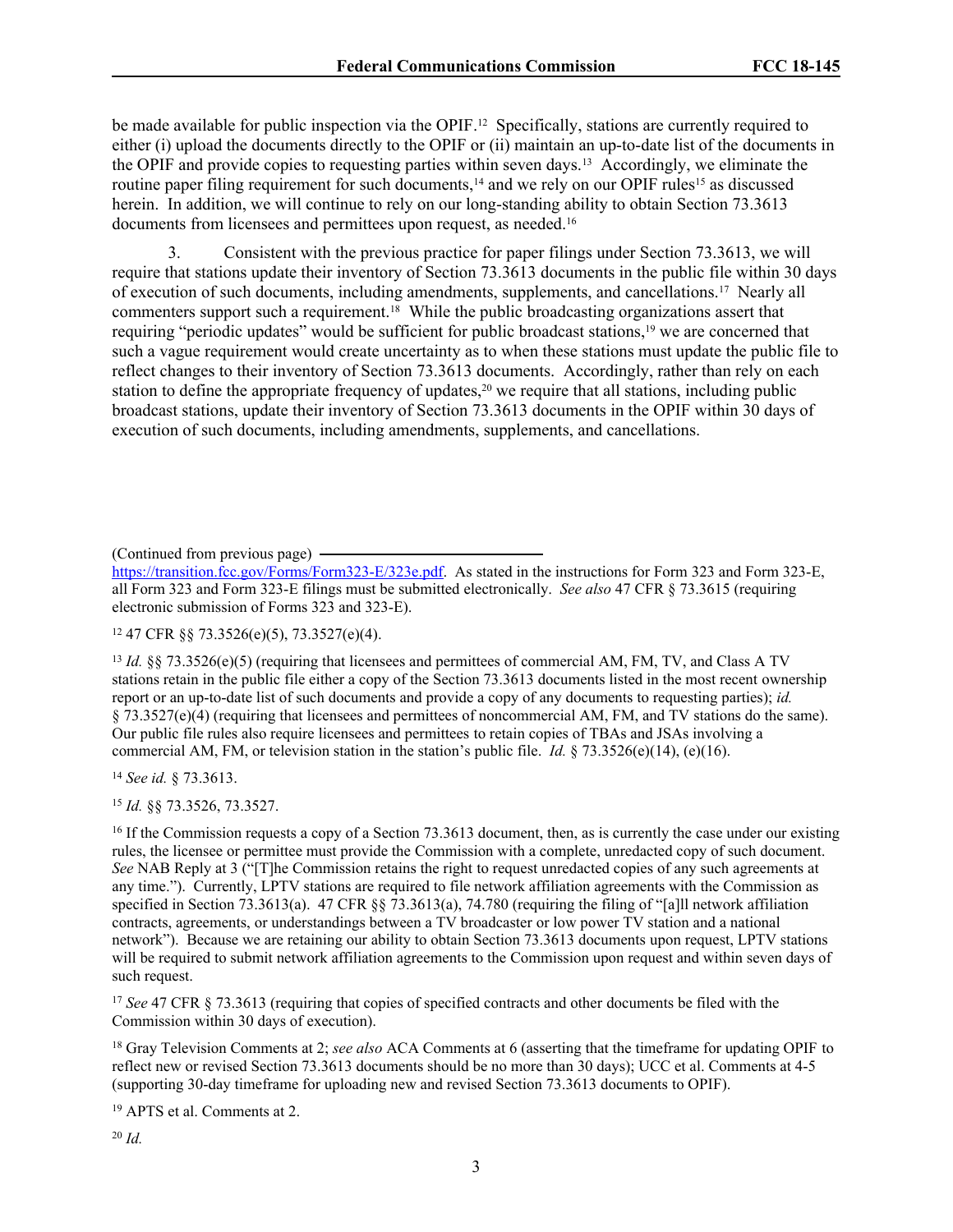be made available for public inspection via the OPIF.[12] Specifically, stations are currently required to either (i) upload the documents directly to the OPIF or (ii) maintain an up-to-date list of the documents in the OPIF and provide copies to requesting parties within seven days.[13] Accordingly, we eliminate the routine paper filing requirement for such documents,[14] and we rely on our OPIF rules[15] as discussed herein. In addition, we will continue to rely on our long-standing ability to obtain Section 73.3613 documents from licensees and permittees upon request, as needed.[16]

3. Consistent with the previous practice for paper filings under Section 73.3613, we will require that stations update their inventory of Section 73.3613 documents in the public file within 30 days of execution of such documents, including amendments, supplements, and cancellations.[17] Nearly all commenters support such a requirement.[18] While the public broadcasting organizations assert that requiring "periodic updates" would be sufficient for public broadcast stations,[19] we are concerned that such a vague requirement would create uncertainty as to when these stations must update the public file to reflect changes to their inventory of Section 73.3613 documents. Accordingly, rather than rely on each station to define the appropriate frequency of updates,[20] we require that all stations, including public broadcast stations, update their inventory of Section 73.3613 documents in the OPIF within 30 days of execution of such documents, including amendments, supplements, and cancellations.

(Continued from previous page)
https://transition.fcc.gov/Forms/Form323-E/323e.pdf. As stated in the instructions for Form 323 and Form 323-E, all Form 323 and Form 323-E filings must be submitted electronically. *See also* 47 CFR § 73.3615 (requiring electronic submission of Forms 323 and 323-E).

[12] 47 CFR §§ 73.3526(e)(5), 73.3527(e)(4).

[13] *Id.* §§ 73.3526(e)(5) (requiring that licensees and permittees of commercial AM, FM, TV, and Class A TV stations retain in the public file either a copy of the Section 73.3613 documents listed in the most recent ownership report or an up-to-date list of such documents and provide a copy of any documents to requesting parties); *id.* § 73.3527(e)(4) (requiring that licensees and permittees of noncommercial AM, FM, and TV stations do the same). Our public file rules also require licensees and permittees to retain copies of TBAs and JSAs involving a commercial AM, FM, or television station in the station's public file. *Id.* § 73.3526(e)(14), (e)(16).

[14] *See id.* § 73.3613.

[15] *Id.* §§ 73.3526, 73.3527.

[16] If the Commission requests a copy of a Section 73.3613 document, then, as is currently the case under our existing rules, the licensee or permittee must provide the Commission with a complete, unredacted copy of such document. *See* NAB Reply at 3 ("[T]he Commission retains the right to request unredacted copies of any such agreements at any time."). Currently, LPTV stations are required to file network affiliation agreements with the Commission as specified in Section 73.3613(a). 47 CFR §§ 73.3613(a), 74.780 (requiring the filing of "[a]ll network affiliation contracts, agreements, or understandings between a TV broadcaster or low power TV station and a national network"). Because we are retaining our ability to obtain Section 73.3613 documents upon request, LPTV stations will be required to submit network affiliation agreements to the Commission upon request and within seven days of such request.

[17] *See* 47 CFR § 73.3613 (requiring that copies of specified contracts and other documents be filed with the Commission within 30 days of execution).

[18] Gray Television Comments at 2; *see also* ACA Comments at 6 (asserting that the timeframe for updating OPIF to reflect new or revised Section 73.3613 documents should be no more than 30 days); UCC et al. Comments at 4-5 (supporting 30-day timeframe for uploading new and revised Section 73.3613 documents to OPIF).

[19] APTS et al. Comments at 2.

[20] *Id.*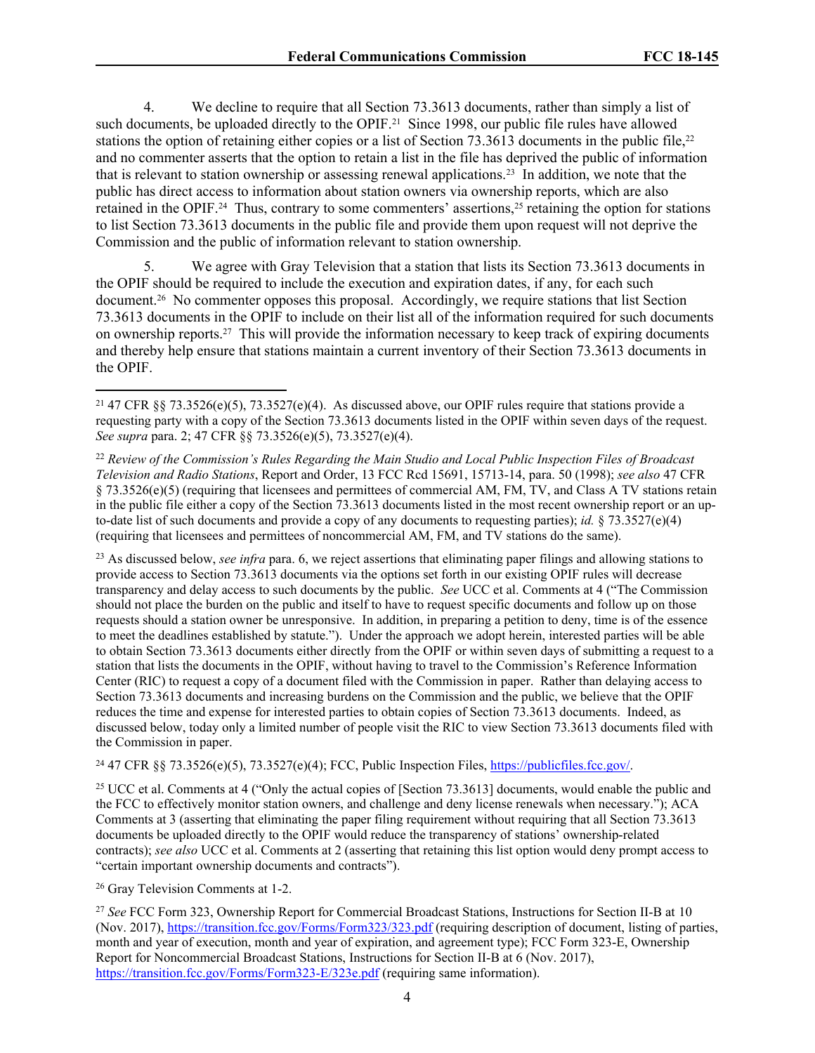4. We decline to require that all Section 73.3613 documents, rather than simply a list of such documents, be uploaded directly to the OPIF.[21] Since 1998, our public file rules have allowed stations the option of retaining either copies or a list of Section 73.3613 documents in the public file,[22] and no commenter asserts that the option to retain a list in the file has deprived the public of information that is relevant to station ownership or assessing renewal applications.[23] In addition, we note that the public has direct access to information about station owners via ownership reports, which are also retained in the OPIF.[24] Thus, contrary to some commenters' assertions,[25] retaining the option for stations to list Section 73.3613 documents in the public file and provide them upon request will not deprive the Commission and the public of information relevant to station ownership.

5. We agree with Gray Television that a station that lists its Section 73.3613 documents in the OPIF should be required to include the execution and expiration dates, if any, for each such document.[26] No commenter opposes this proposal. Accordingly, we require stations that list Section 73.3613 documents in the OPIF to include on their list all of the information required for such documents on ownership reports.[27] This will provide the information necessary to keep track of expiring documents and thereby help ensure that stations maintain a current inventory of their Section 73.3613 documents in the OPIF.

---

[21] 47 CFR §§ 73.3526(e)(5), 73.3527(e)(4). As discussed above, our OPIF rules require that stations provide a requesting party with a copy of the Section 73.3613 documents listed in the OPIF within seven days of the request. *See supra* para. 2; 47 CFR §§ 73.3526(e)(5), 73.3527(e)(4).

[22] *Review of the Commission's Rules Regarding the Main Studio and Local Public Inspection Files of Broadcast Television and Radio Stations*, Report and Order, 13 FCC Rcd 15691, 15713-14, para. 50 (1998); *see also* 47 CFR § 73.3526(e)(5) (requiring that licensees and permittees of commercial AM, FM, TV, and Class A TV stations retain in the public file either a copy of the Section 73.3613 documents listed in the most recent ownership report or an up-to-date list of such documents and provide a copy of any documents to requesting parties); *id.* § 73.3527(e)(4) (requiring that licensees and permittees of noncommercial AM, FM, and TV stations do the same).

[23] As discussed below, *see infra* para. 6, we reject assertions that eliminating paper filings and allowing stations to provide access to Section 73.3613 documents via the options set forth in our existing OPIF rules will decrease transparency and delay access to such documents by the public. *See* UCC et al. Comments at 4 ("The Commission should not place the burden on the public and itself to have to request specific documents and follow up on those requests should a station owner be unresponsive. In addition, in preparing a petition to deny, time is of the essence to meet the deadlines established by statute."). Under the approach we adopt herein, interested parties will be able to obtain Section 73.3613 documents either directly from the OPIF or within seven days of submitting a request to a station that lists the documents in the OPIF, without having to travel to the Commission's Reference Information Center (RIC) to request a copy of a document filed with the Commission in paper. Rather than delaying access to Section 73.3613 documents and increasing burdens on the Commission and the public, we believe that the OPIF reduces the time and expense for interested parties to obtain copies of Section 73.3613 documents. Indeed, as discussed below, today only a limited number of people visit the RIC to view Section 73.3613 documents filed with the Commission in paper.

[24] 47 CFR §§ 73.3526(e)(5), 73.3527(e)(4); FCC, Public Inspection Files, https://publicfiles.fcc.gov/.

[25] UCC et al. Comments at 4 ("Only the actual copies of [Section 73.3613] documents, would enable the public and the FCC to effectively monitor station owners, and challenge and deny license renewals when necessary."); ACA Comments at 3 (asserting that eliminating the paper filing requirement without requiring that all Section 73.3613 documents be uploaded directly to the OPIF would reduce the transparency of stations' ownership-related contracts); *see also* UCC et al. Comments at 2 (asserting that retaining this list option would deny prompt access to "certain important ownership documents and contracts").

[26] Gray Television Comments at 1-2.

[27] *See* FCC Form 323, Ownership Report for Commercial Broadcast Stations, Instructions for Section II-B at 10 (Nov. 2017), https://transition.fcc.gov/Forms/Form323/323.pdf (requiring description of document, listing of parties, month and year of execution, month and year of expiration, and agreement type); FCC Form 323-E, Ownership Report for Noncommercial Broadcast Stations, Instructions for Section II-B at 6 (Nov. 2017), https://transition.fcc.gov/Forms/Form323-E/323e.pdf (requiring same information).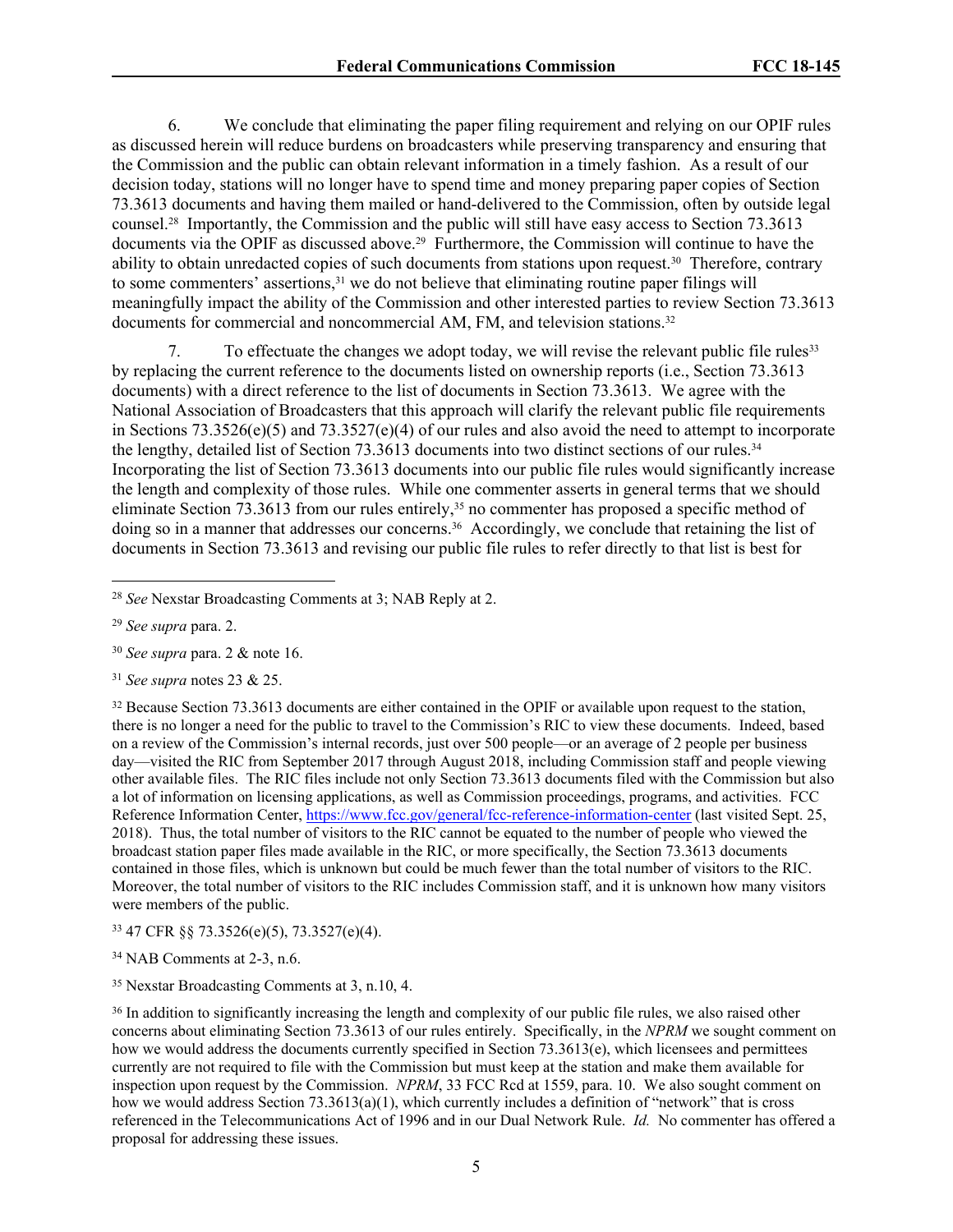6. We conclude that eliminating the paper filing requirement and relying on our OPIF rules as discussed herein will reduce burdens on broadcasters while preserving transparency and ensuring that the Commission and the public can obtain relevant information in a timely fashion. As a result of our decision today, stations will no longer have to spend time and money preparing paper copies of Section 73.3613 documents and having them mailed or hand-delivered to the Commission, often by outside legal counsel.[28] Importantly, the Commission and the public will still have easy access to Section 73.3613 documents via the OPIF as discussed above.[29] Furthermore, the Commission will continue to have the ability to obtain unredacted copies of such documents from stations upon request.[30] Therefore, contrary to some commenters' assertions,[31] we do not believe that eliminating routine paper filings will meaningfully impact the ability of the Commission and other interested parties to review Section 73.3613 documents for commercial and noncommercial AM, FM, and television stations.[32]

7. To effectuate the changes we adopt today, we will revise the relevant public file rules[33] by replacing the current reference to the documents listed on ownership reports (i.e., Section 73.3613 documents) with a direct reference to the list of documents in Section 73.3613. We agree with the National Association of Broadcasters that this approach will clarify the relevant public file requirements in Sections 73.3526(e)(5) and 73.3527(e)(4) of our rules and also avoid the need to attempt to incorporate the lengthy, detailed list of Section 73.3613 documents into two distinct sections of our rules.[34] Incorporating the list of Section 73.3613 documents into our public file rules would significantly increase the length and complexity of those rules. While one commenter asserts in general terms that we should eliminate Section 73.3613 from our rules entirely,[35] no commenter has proposed a specific method of doing so in a manner that addresses our concerns.[36] Accordingly, we conclude that retaining the list of documents in Section 73.3613 and revising our public file rules to refer directly to that list is best for

---

[28] *See* Nexstar Broadcasting Comments at 3; NAB Reply at 2.

[29] *See supra* para. 2.

[30] *See supra* para. 2 & note 16.

[31] *See supra* notes 23 & 25.

[32] Because Section 73.3613 documents are either contained in the OPIF or available upon request to the station, there is no longer a need for the public to travel to the Commission's RIC to view these documents. Indeed, based on a review of the Commission's internal records, just over 500 people—or an average of 2 people per business day—visited the RIC from September 2017 through August 2018, including Commission staff and people viewing other available files. The RIC files include not only Section 73.3613 documents filed with the Commission but also a lot of information on licensing applications, as well as Commission proceedings, programs, and activities. FCC Reference Information Center, https://www.fcc.gov/general/fcc-reference-information-center (last visited Sept. 25, 2018). Thus, the total number of visitors to the RIC cannot be equated to the number of people who viewed the broadcast station paper files made available in the RIC, or more specifically, the Section 73.3613 documents contained in those files, which is unknown but could be much fewer than the total number of visitors to the RIC. Moreover, the total number of visitors to the RIC includes Commission staff, and it is unknown how many visitors were members of the public.

[33] 47 CFR §§ 73.3526(e)(5), 73.3527(e)(4).

[34] NAB Comments at 2-3, n.6.

[35] Nexstar Broadcasting Comments at 3, n.10, 4.

[36] In addition to significantly increasing the length and complexity of our public file rules, we also raised other concerns about eliminating Section 73.3613 of our rules entirely. Specifically, in the *NPRM* we sought comment on how we would address the documents currently specified in Section 73.3613(e), which licensees and permittees currently are not required to file with the Commission but must keep at the station and make them available for inspection upon request by the Commission. *NPRM*, 33 FCC Rcd at 1559, para. 10. We also sought comment on how we would address Section 73.3613(a)(1), which currently includes a definition of "network" that is cross referenced in the Telecommunications Act of 1996 and in our Dual Network Rule. *Id.* No commenter has offered a proposal for addressing these issues.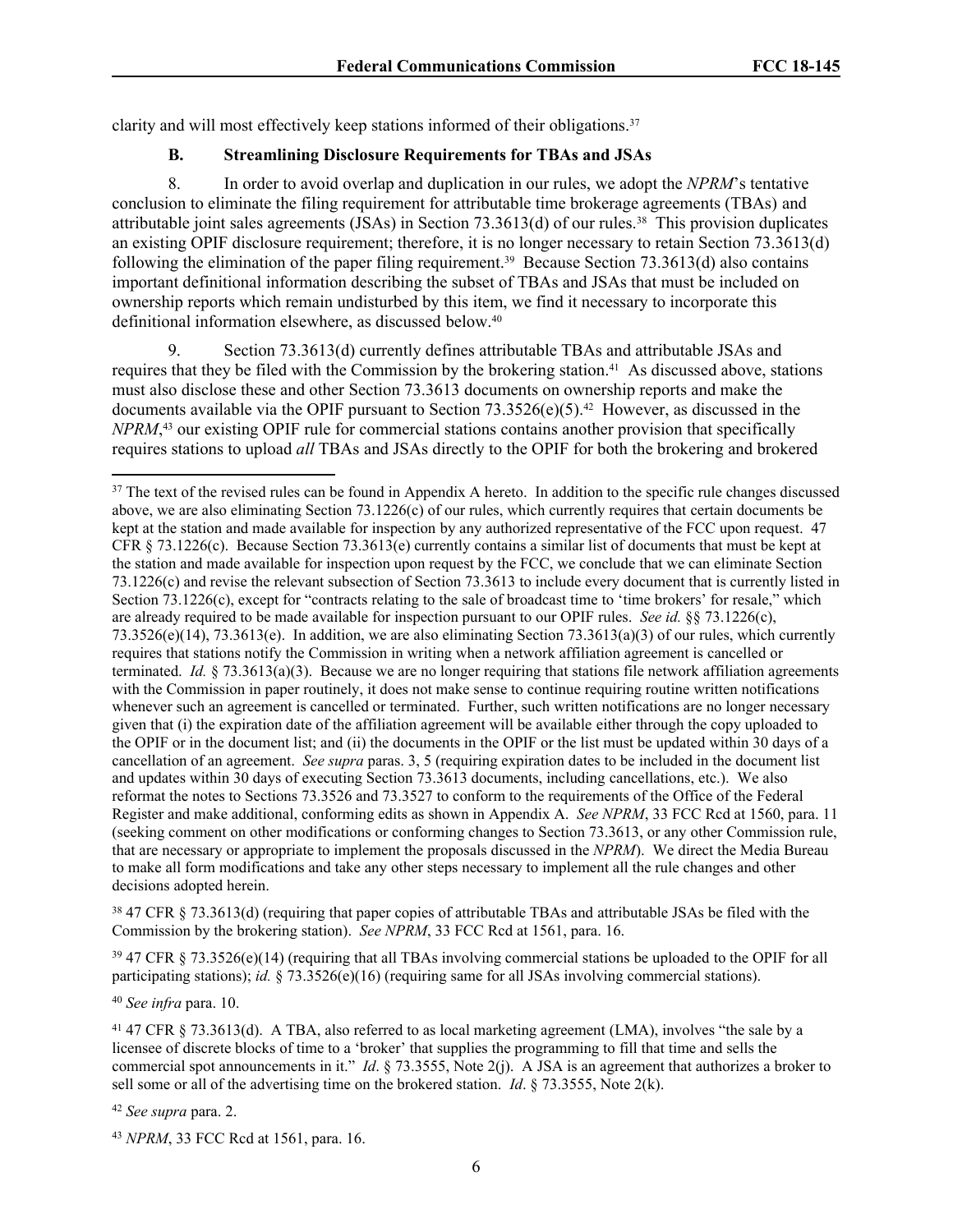clarity and will most effectively keep stations informed of their obligations.[37]

### B. Streamlining Disclosure Requirements for TBAs and JSAs

8. In order to avoid overlap and duplication in our rules, we adopt the *NPRM*'s tentative conclusion to eliminate the filing requirement for attributable time brokerage agreements (TBAs) and attributable joint sales agreements (JSAs) in Section 73.3613(d) of our rules.[38] This provision duplicates an existing OPIF disclosure requirement; therefore, it is no longer necessary to retain Section 73.3613(d) following the elimination of the paper filing requirement.[39] Because Section 73.3613(d) also contains important definitional information describing the subset of TBAs and JSAs that must be included on ownership reports which remain undisturbed by this item, we find it necessary to incorporate this definitional information elsewhere, as discussed below.[40]

9. Section 73.3613(d) currently defines attributable TBAs and attributable JSAs and requires that they be filed with the Commission by the brokering station.[41] As discussed above, stations must also disclose these and other Section 73.3613 documents on ownership reports and make the documents available via the OPIF pursuant to Section 73.3526(e)(5).[42] However, as discussed in the *NPRM*,[43] our existing OPIF rule for commercial stations contains another provision that specifically requires stations to upload *all* TBAs and JSAs directly to the OPIF for both the brokering and brokered

---

[37] The text of the revised rules can be found in Appendix A hereto. In addition to the specific rule changes discussed above, we are also eliminating Section 73.1226(c) of our rules, which currently requires that certain documents be kept at the station and made available for inspection by any authorized representative of the FCC upon request. 47 CFR § 73.1226(c). Because Section 73.3613(e) currently contains a similar list of documents that must be kept at the station and made available for inspection upon request by the FCC, we conclude that we can eliminate Section 73.1226(c) and revise the relevant subsection of Section 73.3613 to include every document that is currently listed in Section 73.1226(c), except for "contracts relating to the sale of broadcast time to 'time brokers' for resale," which are already required to be made available for inspection pursuant to our OPIF rules. *See id.* §§ 73.1226(c), 73.3526(e)(14), 73.3613(e). In addition, we are also eliminating Section 73.3613(a)(3) of our rules, which currently requires that stations notify the Commission in writing when a network affiliation agreement is cancelled or terminated. *Id.* § 73.3613(a)(3). Because we are no longer requiring that stations file network affiliation agreements with the Commission in paper routinely, it does not make sense to continue requiring routine written notifications whenever such an agreement is cancelled or terminated. Further, such written notifications are no longer necessary given that (i) the expiration date of the affiliation agreement will be available either through the copy uploaded to the OPIF or in the document list; and (ii) the documents in the OPIF or the list must be updated within 30 days of a cancellation of an agreement. *See supra* paras. 3, 5 (requiring expiration dates to be included in the document list and updates within 30 days of executing Section 73.3613 documents, including cancellations, etc.). We also reformat the notes to Sections 73.3526 and 73.3527 to conform to the requirements of the Office of the Federal Register and make additional, conforming edits as shown in Appendix A. *See NPRM*, 33 FCC Rcd at 1560, para. 11 (seeking comment on other modifications or conforming changes to Section 73.3613, or any other Commission rule, that are necessary or appropriate to implement the proposals discussed in the *NPRM*). We direct the Media Bureau to make all form modifications and take any other steps necessary to implement all the rule changes and other decisions adopted herein.

[38] 47 CFR § 73.3613(d) (requiring that paper copies of attributable TBAs and attributable JSAs be filed with the Commission by the brokering station). *See NPRM*, 33 FCC Rcd at 1561, para. 16.

[39] 47 CFR § 73.3526(e)(14) (requiring that all TBAs involving commercial stations be uploaded to the OPIF for all participating stations); *id.* § 73.3526(e)(16) (requiring same for all JSAs involving commercial stations).

[40] *See infra* para. 10.

[41] 47 CFR § 73.3613(d). A TBA, also referred to as local marketing agreement (LMA), involves "the sale by a licensee of discrete blocks of time to a 'broker' that supplies the programming to fill that time and sells the commercial spot announcements in it." *Id*. § 73.3555, Note 2(j). A JSA is an agreement that authorizes a broker to sell some or all of the advertising time on the brokered station. *Id*. § 73.3555, Note 2(k).

[42] *See supra* para. 2.

[43] *NPRM*, 33 FCC Rcd at 1561, para. 16.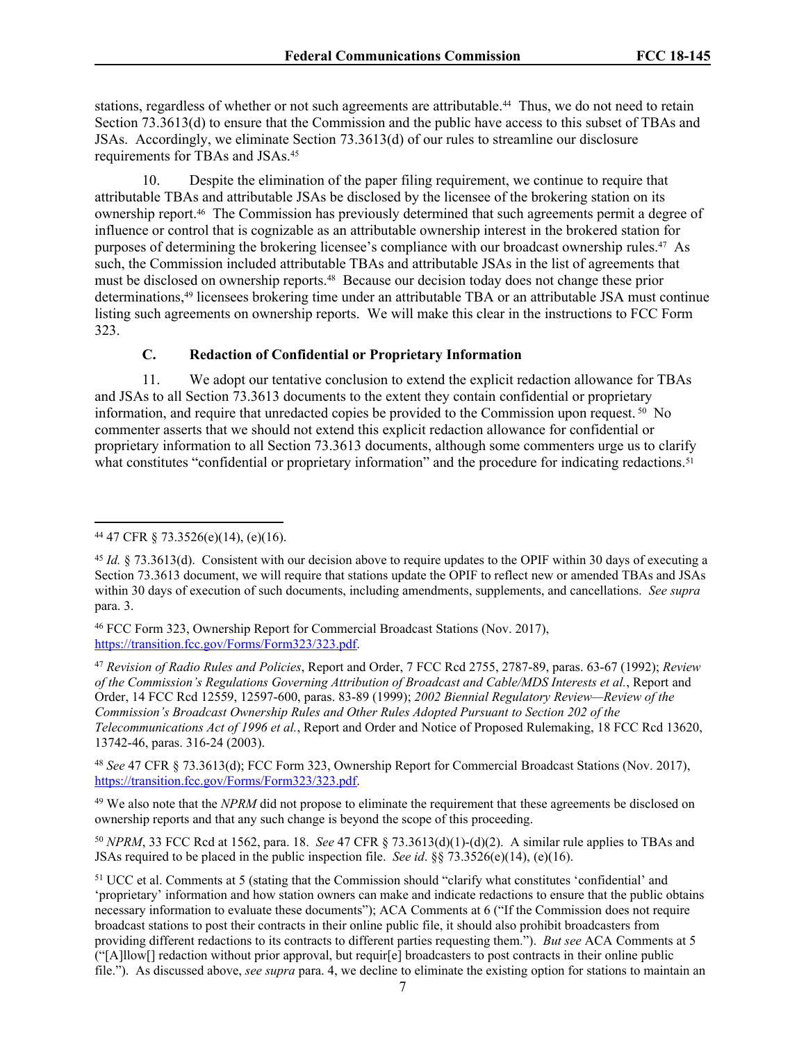stations, regardless of whether or not such agreements are attributable.[44] Thus, we do not need to retain Section 73.3613(d) to ensure that the Commission and the public have access to this subset of TBAs and JSAs. Accordingly, we eliminate Section 73.3613(d) of our rules to streamline our disclosure requirements for TBAs and JSAs.[45]

10. Despite the elimination of the paper filing requirement, we continue to require that attributable TBAs and attributable JSAs be disclosed by the licensee of the brokering station on its ownership report.[46] The Commission has previously determined that such agreements permit a degree of influence or control that is cognizable as an attributable ownership interest in the brokered station for purposes of determining the brokering licensee's compliance with our broadcast ownership rules.[47] As such, the Commission included attributable TBAs and attributable JSAs in the list of agreements that must be disclosed on ownership reports.[48] Because our decision today does not change these prior determinations,[49] licensees brokering time under an attributable TBA or an attributable JSA must continue listing such agreements on ownership reports. We will make this clear in the instructions to FCC Form 323.

### C. Redaction of Confidential or Proprietary Information

11. We adopt our tentative conclusion to extend the explicit redaction allowance for TBAs and JSAs to all Section 73.3613 documents to the extent they contain confidential or proprietary information, and require that unredacted copies be provided to the Commission upon request.[50] No commenter asserts that we should not extend this explicit redaction allowance for confidential or proprietary information to all Section 73.3613 documents, although some commenters urge us to clarify what constitutes "confidential or proprietary information" and the procedure for indicating redactions.[51]

---

[44] 47 CFR § 73.3526(e)(14), (e)(16).

[45] *Id.* § 73.3613(d). Consistent with our decision above to require updates to the OPIF within 30 days of executing a Section 73.3613 document, we will require that stations update the OPIF to reflect new or amended TBAs and JSAs within 30 days of execution of such documents, including amendments, supplements, and cancellations. *See supra* para. 3.

[46] FCC Form 323, Ownership Report for Commercial Broadcast Stations (Nov. 2017), https://transition.fcc.gov/Forms/Form323/323.pdf.

[47] *Revision of Radio Rules and Policies*, Report and Order, 7 FCC Rcd 2755, 2787-89, paras. 63-67 (1992); *Review of the Commission's Regulations Governing Attribution of Broadcast and Cable/MDS Interests et al.*, Report and Order, 14 FCC Rcd 12559, 12597-600, paras. 83-89 (1999); *2002 Biennial Regulatory Review—Review of the Commission's Broadcast Ownership Rules and Other Rules Adopted Pursuant to Section 202 of the Telecommunications Act of 1996 et al.*, Report and Order and Notice of Proposed Rulemaking, 18 FCC Rcd 13620, 13742-46, paras. 316-24 (2003).

[48] *See* 47 CFR § 73.3613(d); FCC Form 323, Ownership Report for Commercial Broadcast Stations (Nov. 2017), https://transition.fcc.gov/Forms/Form323/323.pdf.

[49] We also note that the *NPRM* did not propose to eliminate the requirement that these agreements be disclosed on ownership reports and that any such change is beyond the scope of this proceeding.

[50] *NPRM*, 33 FCC Rcd at 1562, para. 18. *See* 47 CFR § 73.3613(d)(1)-(d)(2). A similar rule applies to TBAs and JSAs required to be placed in the public inspection file. *See id*. §§ 73.3526(e)(14), (e)(16).

[51] UCC et al. Comments at 5 (stating that the Commission should "clarify what constitutes 'confidential' and 'proprietary' information and how station owners can make and indicate redactions to ensure that the public obtains necessary information to evaluate these documents"); ACA Comments at 6 ("If the Commission does not require broadcast stations to post their contracts in their online public file, it should also prohibit broadcasters from providing different redactions to its contracts to different parties requesting them."). *But see* ACA Comments at 5 ("[A]llow[] redaction without prior approval, but requir[e] broadcasters to post contracts in their online public file."). As discussed above, *see supra* para. 4, we decline to eliminate the existing option for stations to maintain an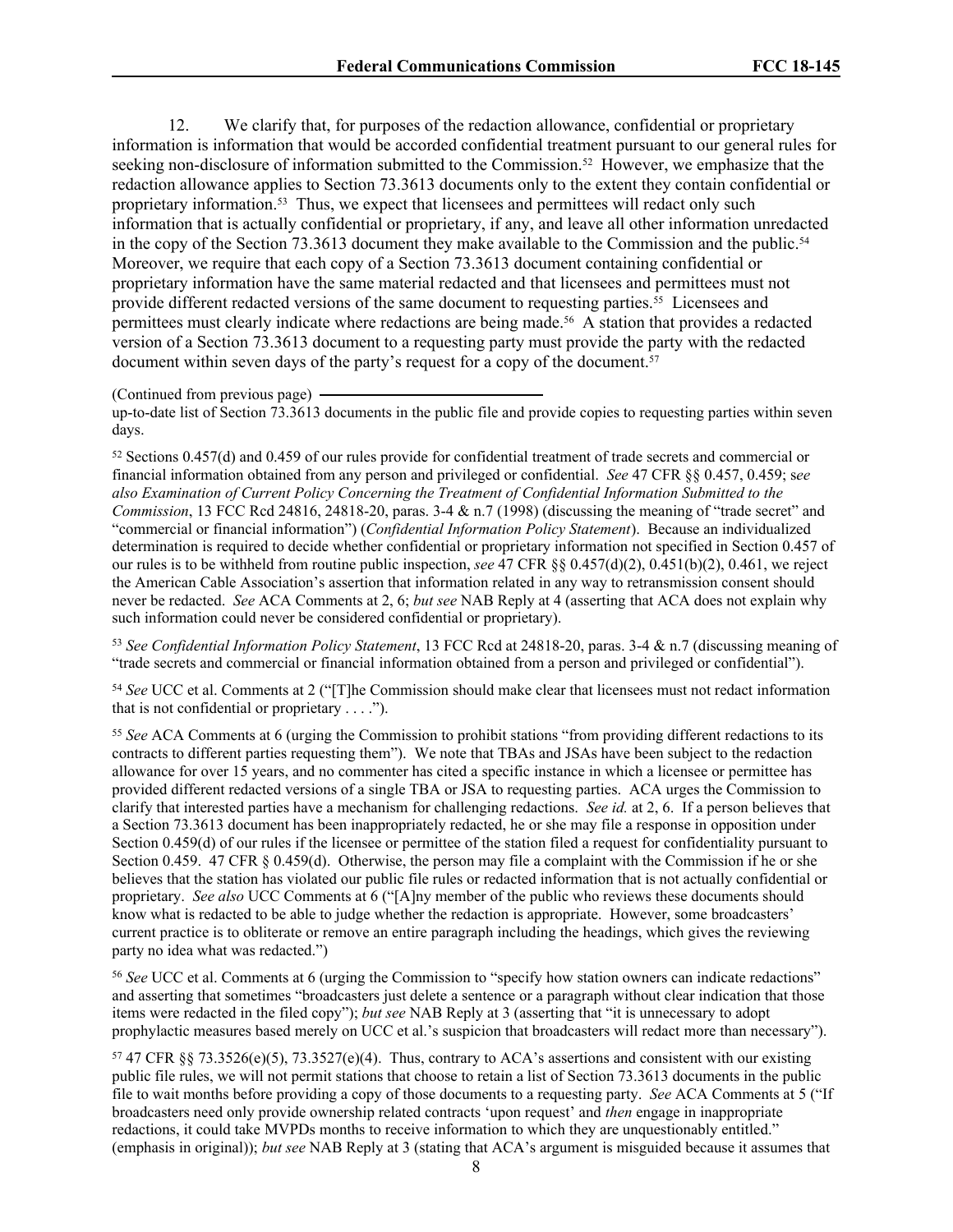12. We clarify that, for purposes of the redaction allowance, confidential or proprietary information is information that would be accorded confidential treatment pursuant to our general rules for seeking non-disclosure of information submitted to the Commission.[52] However, we emphasize that the redaction allowance applies to Section 73.3613 documents only to the extent they contain confidential or proprietary information.[53] Thus, we expect that licensees and permittees will redact only such information that is actually confidential or proprietary, if any, and leave all other information unredacted in the copy of the Section 73.3613 document they make available to the Commission and the public.[54] Moreover, we require that each copy of a Section 73.3613 document containing confidential or proprietary information have the same material redacted and that licensees and permittees must not provide different redacted versions of the same document to requesting parties.[55] Licensees and permittees must clearly indicate where redactions are being made.[56] A station that provides a redacted version of a Section 73.3613 document to a requesting party must provide the party with the redacted document within seven days of the party's request for a copy of the document.[57]

(Continued from previous page)

up-to-date list of Section 73.3613 documents in the public file and provide copies to requesting parties within seven days.

[52] Sections 0.457(d) and 0.459 of our rules provide for confidential treatment of trade secrets and commercial or financial information obtained from any person and privileged or confidential. *See* 47 CFR §§ 0.457, 0.459; *see also Examination of Current Policy Concerning the Treatment of Confidential Information Submitted to the Commission*, 13 FCC Rcd 24816, 24818-20, paras. 3-4 & n.7 (1998) (discussing the meaning of "trade secret" and "commercial or financial information") (*Confidential Information Policy Statement*). Because an individualized determination is required to decide whether confidential or proprietary information not specified in Section 0.457 of our rules is to be withheld from routine public inspection, *see* 47 CFR §§ 0.457(d)(2), 0.451(b)(2), 0.461, we reject the American Cable Association's assertion that information related in any way to retransmission consent should never be redacted. *See* ACA Comments at 2, 6; *but see* NAB Reply at 4 (asserting that ACA does not explain why such information could never be considered confidential or proprietary).

[53] *See Confidential Information Policy Statement*, 13 FCC Rcd at 24818-20, paras. 3-4 & n.7 (discussing meaning of "trade secrets and commercial or financial information obtained from a person and privileged or confidential").

[54] *See* UCC et al. Comments at 2 ("[T]he Commission should make clear that licensees must not redact information that is not confidential or proprietary . . . .").

[55] *See* ACA Comments at 6 (urging the Commission to prohibit stations "from providing different redactions to its contracts to different parties requesting them"). We note that TBAs and JSAs have been subject to the redaction allowance for over 15 years, and no commenter has cited a specific instance in which a licensee or permittee has provided different redacted versions of a single TBA or JSA to requesting parties. ACA urges the Commission to clarify that interested parties have a mechanism for challenging redactions. *See id.* at 2, 6. If a person believes that a Section 73.3613 document has been inappropriately redacted, he or she may file a response in opposition under Section 0.459(d) of our rules if the licensee or permittee of the station filed a request for confidentiality pursuant to Section 0.459. 47 CFR § 0.459(d). Otherwise, the person may file a complaint with the Commission if he or she believes that the station has violated our public file rules or redacted information that is not actually confidential or proprietary. *See also* UCC Comments at 6 ("[A]ny member of the public who reviews these documents should know what is redacted to be able to judge whether the redaction is appropriate. However, some broadcasters' current practice is to obliterate or remove an entire paragraph including the headings, which gives the reviewing party no idea what was redacted.")

[56] *See* UCC et al. Comments at 6 (urging the Commission to "specify how station owners can indicate redactions" and asserting that sometimes "broadcasters just delete a sentence or a paragraph without clear indication that those items were redacted in the filed copy"); *but see* NAB Reply at 3 (asserting that "it is unnecessary to adopt prophylactic measures based merely on UCC et al.'s suspicion that broadcasters will redact more than necessary").

[57] 47 CFR §§ 73.3526(e)(5), 73.3527(e)(4). Thus, contrary to ACA's assertions and consistent with our existing public file rules, we will not permit stations that choose to retain a list of Section 73.3613 documents in the public file to wait months before providing a copy of those documents to a requesting party. *See* ACA Comments at 5 ("If broadcasters need only provide ownership related contracts 'upon request' and *then* engage in inappropriate redactions, it could take MVPDs months to receive information to which they are unquestionably entitled." (emphasis in original)); *but see* NAB Reply at 3 (stating that ACA's argument is misguided because it assumes that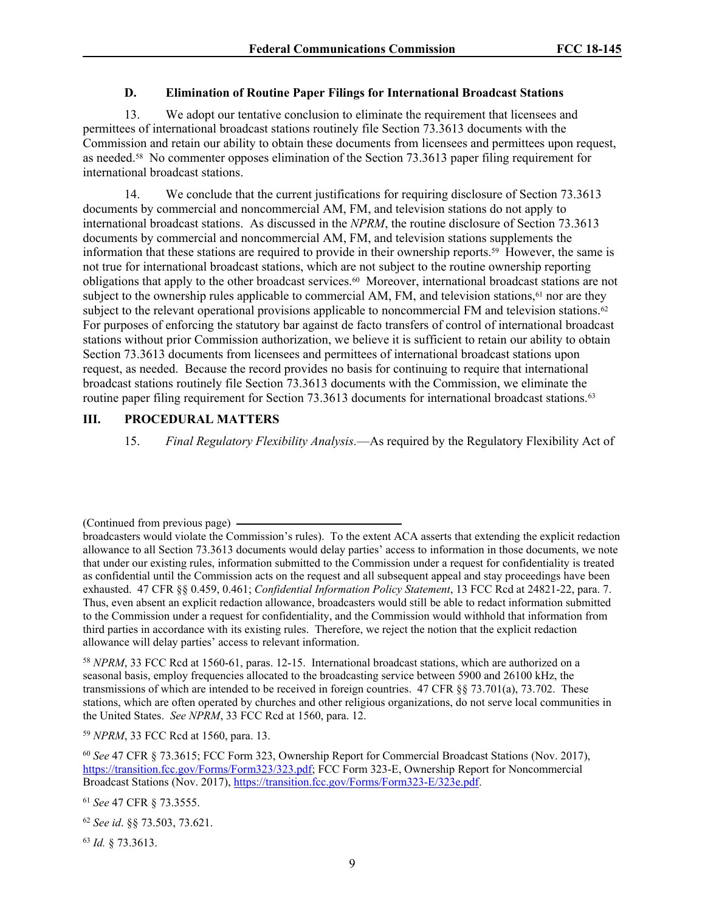### D. Elimination of Routine Paper Filings for International Broadcast Stations

13. We adopt our tentative conclusion to eliminate the requirement that licensees and permittees of international broadcast stations routinely file Section 73.3613 documents with the Commission and retain our ability to obtain these documents from licensees and permittees upon request, as needed.[58] No commenter opposes elimination of the Section 73.3613 paper filing requirement for international broadcast stations.

14. We conclude that the current justifications for requiring disclosure of Section 73.3613 documents by commercial and noncommercial AM, FM, and television stations do not apply to international broadcast stations. As discussed in the *NPRM*, the routine disclosure of Section 73.3613 documents by commercial and noncommercial AM, FM, and television stations supplements the information that these stations are required to provide in their ownership reports.[59] However, the same is not true for international broadcast stations, which are not subject to the routine ownership reporting obligations that apply to the other broadcast services.[60] Moreover, international broadcast stations are not subject to the ownership rules applicable to commercial AM, FM, and television stations,[61] nor are they subject to the relevant operational provisions applicable to noncommercial FM and television stations.[62] For purposes of enforcing the statutory bar against de facto transfers of control of international broadcast stations without prior Commission authorization, we believe it is sufficient to retain our ability to obtain Section 73.3613 documents from licensees and permittees of international broadcast stations upon request, as needed. Because the record provides no basis for continuing to require that international broadcast stations routinely file Section 73.3613 documents with the Commission, we eliminate the routine paper filing requirement for Section 73.3613 documents for international broadcast stations.[63]

## III. PROCEDURAL MATTERS

15. *Final Regulatory Flexibility Analysis*.—As required by the Regulatory Flexibility Act of

---

(Continued from previous page) broadcasters would violate the Commission's rules). To the extent ACA asserts that extending the explicit redaction allowance to all Section 73.3613 documents would delay parties' access to information in those documents, we note that under our existing rules, information submitted to the Commission under a request for confidentiality is treated as confidential until the Commission acts on the request and all subsequent appeal and stay proceedings have been exhausted. 47 CFR §§ 0.459, 0.461; *Confidential Information Policy Statement*, 13 FCC Rcd at 24821-22, para. 7. Thus, even absent an explicit redaction allowance, broadcasters would still be able to redact information submitted to the Commission under a request for confidentiality, and the Commission would withhold that information from third parties in accordance with its existing rules. Therefore, we reject the notion that the explicit redaction allowance will delay parties' access to relevant information.

[58] *NPRM*, 33 FCC Rcd at 1560-61, paras. 12-15. International broadcast stations, which are authorized on a seasonal basis, employ frequencies allocated to the broadcasting service between 5900 and 26100 kHz, the transmissions of which are intended to be received in foreign countries. 47 CFR §§ 73.701(a), 73.702. These stations, which are often operated by churches and other religious organizations, do not serve local communities in the United States. *See NPRM*, 33 FCC Rcd at 1560, para. 12.

[59] *NPRM*, 33 FCC Rcd at 1560, para. 13.

[60] *See* 47 CFR § 73.3615; FCC Form 323, Ownership Report for Commercial Broadcast Stations (Nov. 2017), https://transition.fcc.gov/Forms/Form323/323.pdf; FCC Form 323-E, Ownership Report for Noncommercial Broadcast Stations (Nov. 2017), https://transition.fcc.gov/Forms/Form323-E/323e.pdf.

[61] *See* 47 CFR § 73.3555.

[62] *See id*. §§ 73.503, 73.621.

[63] *Id.* § 73.3613.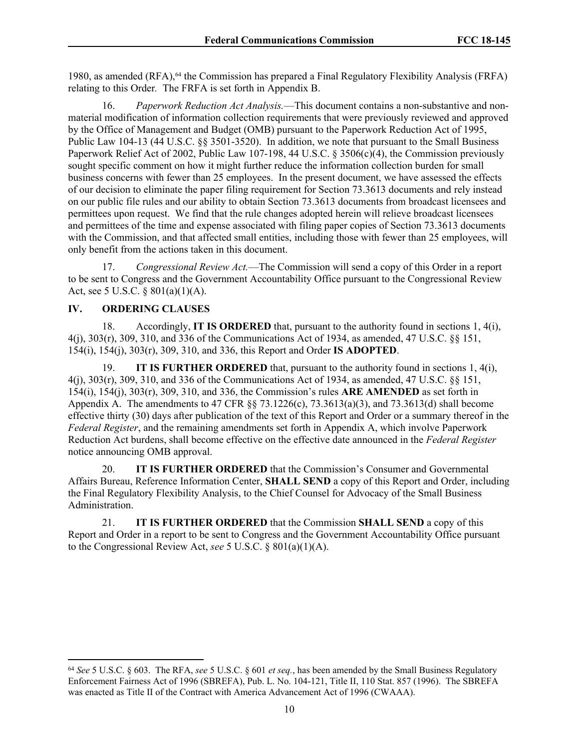1980, as amended (RFA),[64] the Commission has prepared a Final Regulatory Flexibility Analysis (FRFA) relating to this Order. The FRFA is set forth in Appendix B.

16. *Paperwork Reduction Act Analysis.*—This document contains a non-substantive and non-material modification of information collection requirements that were previously reviewed and approved by the Office of Management and Budget (OMB) pursuant to the Paperwork Reduction Act of 1995, Public Law 104-13 (44 U.S.C. §§ 3501-3520). In addition, we note that pursuant to the Small Business Paperwork Relief Act of 2002, Public Law 107-198, 44 U.S.C. § 3506(c)(4), the Commission previously sought specific comment on how it might further reduce the information collection burden for small business concerns with fewer than 25 employees. In the present document, we have assessed the effects of our decision to eliminate the paper filing requirement for Section 73.3613 documents and rely instead on our public file rules and our ability to obtain Section 73.3613 documents from broadcast licensees and permittees upon request. We find that the rule changes adopted herein will relieve broadcast licensees and permittees of the time and expense associated with filing paper copies of Section 73.3613 documents with the Commission, and that affected small entities, including those with fewer than 25 employees, will only benefit from the actions taken in this document.

17. *Congressional Review Act.*—The Commission will send a copy of this Order in a report to be sent to Congress and the Government Accountability Office pursuant to the Congressional Review Act, see 5 U.S.C. § 801(a)(1)(A).

## IV. ORDERING CLAUSES

18. Accordingly, **IT IS ORDERED** that, pursuant to the authority found in sections 1, 4(i), 4(j), 303(r), 309, 310, and 336 of the Communications Act of 1934, as amended, 47 U.S.C. §§ 151, 154(i), 154(j), 303(r), 309, 310, and 336, this Report and Order **IS ADOPTED**.

19. **IT IS FURTHER ORDERED** that, pursuant to the authority found in sections 1, 4(i), 4(j), 303(r), 309, 310, and 336 of the Communications Act of 1934, as amended, 47 U.S.C. §§ 151, 154(i), 154(j), 303(r), 309, 310, and 336, the Commission's rules **ARE AMENDED** as set forth in Appendix A. The amendments to 47 CFR §§ 73.1226(c), 73.3613(a)(3), and 73.3613(d) shall become effective thirty (30) days after publication of the text of this Report and Order or a summary thereof in the *Federal Register*, and the remaining amendments set forth in Appendix A, which involve Paperwork Reduction Act burdens, shall become effective on the effective date announced in the *Federal Register* notice announcing OMB approval.

20. **IT IS FURTHER ORDERED** that the Commission's Consumer and Governmental Affairs Bureau, Reference Information Center, **SHALL SEND** a copy of this Report and Order, including the Final Regulatory Flexibility Analysis, to the Chief Counsel for Advocacy of the Small Business Administration.

21. **IT IS FURTHER ORDERED** that the Commission **SHALL SEND** a copy of this Report and Order in a report to be sent to Congress and the Government Accountability Office pursuant to the Congressional Review Act, *see* 5 U.S.C. § 801(a)(1)(A).

---

[64] *See* 5 U.S.C. § 603. The RFA, *see* 5 U.S.C. § 601 *et seq.*, has been amended by the Small Business Regulatory Enforcement Fairness Act of 1996 (SBREFA), Pub. L. No. 104-121, Title II, 110 Stat. 857 (1996). The SBREFA was enacted as Title II of the Contract with America Advancement Act of 1996 (CWAAA).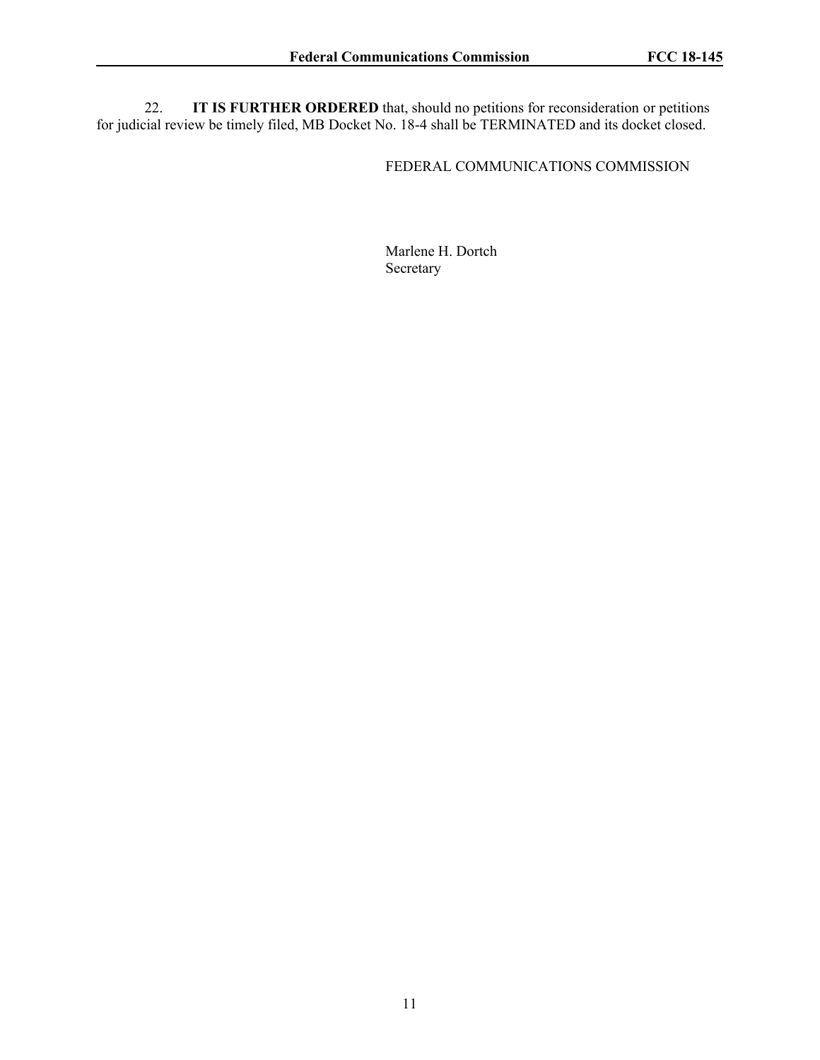22. **IT IS FURTHER ORDERED** that, should no petitions for reconsideration or petitions for judicial review be timely filed, MB Docket No. 18-4 shall be TERMINATED and its docket closed.

FEDERAL COMMUNICATIONS COMMISSION

Marlene H. Dortch
Secretary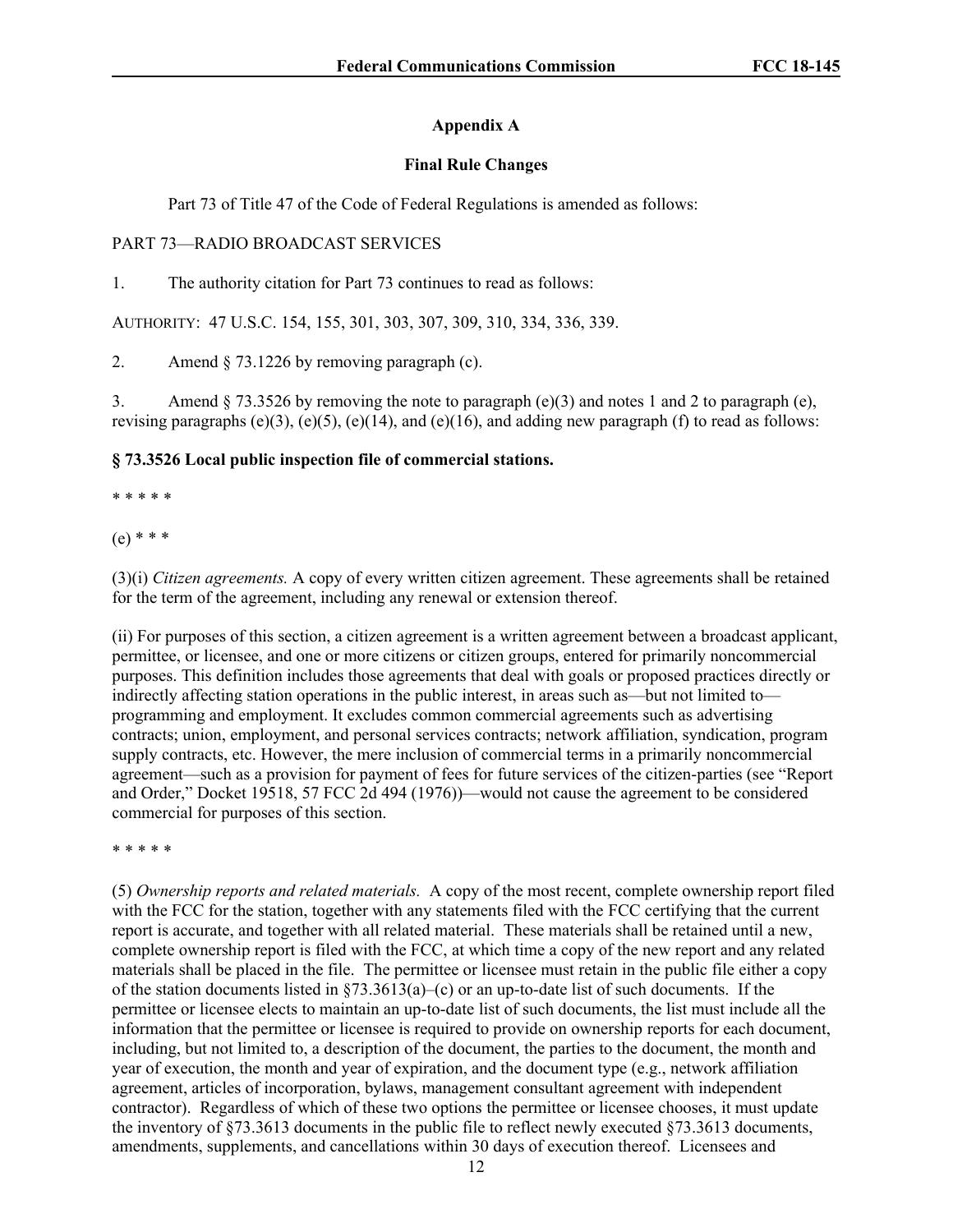## Appendix A

### Final Rule Changes

Part 73 of Title 47 of the Code of Federal Regulations is amended as follows:

PART 73—RADIO BROADCAST SERVICES

1. The authority citation for Part 73 continues to read as follows:

AUTHORITY: 47 U.S.C. 154, 155, 301, 303, 307, 309, 310, 334, 336, 339.

2. Amend § 73.1226 by removing paragraph (c).

3. Amend § 73.3526 by removing the note to paragraph (e)(3) and notes 1 and 2 to paragraph (e), revising paragraphs (e)(3), (e)(5), (e)(14), and (e)(16), and adding new paragraph (f) to read as follows:

**§ 73.3526 Local public inspection file of commercial stations.**

* * * * *

(e) * * *

(3)(i) *Citizen agreements.* A copy of every written citizen agreement. These agreements shall be retained for the term of the agreement, including any renewal or extension thereof.

(ii) For purposes of this section, a citizen agreement is a written agreement between a broadcast applicant, permittee, or licensee, and one or more citizens or citizen groups, entered for primarily noncommercial purposes. This definition includes those agreements that deal with goals or proposed practices directly or indirectly affecting station operations in the public interest, in areas such as—but not limited to—programming and employment. It excludes common commercial agreements such as advertising contracts; union, employment, and personal services contracts; network affiliation, syndication, program supply contracts, etc. However, the mere inclusion of commercial terms in a primarily noncommercial agreement—such as a provision for payment of fees for future services of the citizen-parties (see "Report and Order," Docket 19518, 57 FCC 2d 494 (1976))—would not cause the agreement to be considered commercial for purposes of this section.

* * * * *

(5) *Ownership reports and related materials.* A copy of the most recent, complete ownership report filed with the FCC for the station, together with any statements filed with the FCC certifying that the current report is accurate, and together with all related material. These materials shall be retained until a new, complete ownership report is filed with the FCC, at which time a copy of the new report and any related materials shall be placed in the file. The permittee or licensee must retain in the public file either a copy of the station documents listed in §73.3613(a)–(c) or an up-to-date list of such documents. If the permittee or licensee elects to maintain an up-to-date list of such documents, the list must include all the information that the permittee or licensee is required to provide on ownership reports for each document, including, but not limited to, a description of the document, the parties to the document, the month and year of execution, the month and year of expiration, and the document type (e.g., network affiliation agreement, articles of incorporation, bylaws, management consultant agreement with independent contractor). Regardless of which of these two options the permittee or licensee chooses, it must update the inventory of §73.3613 documents in the public file to reflect newly executed §73.3613 documents, amendments, supplements, and cancellations within 30 days of execution thereof. Licensees and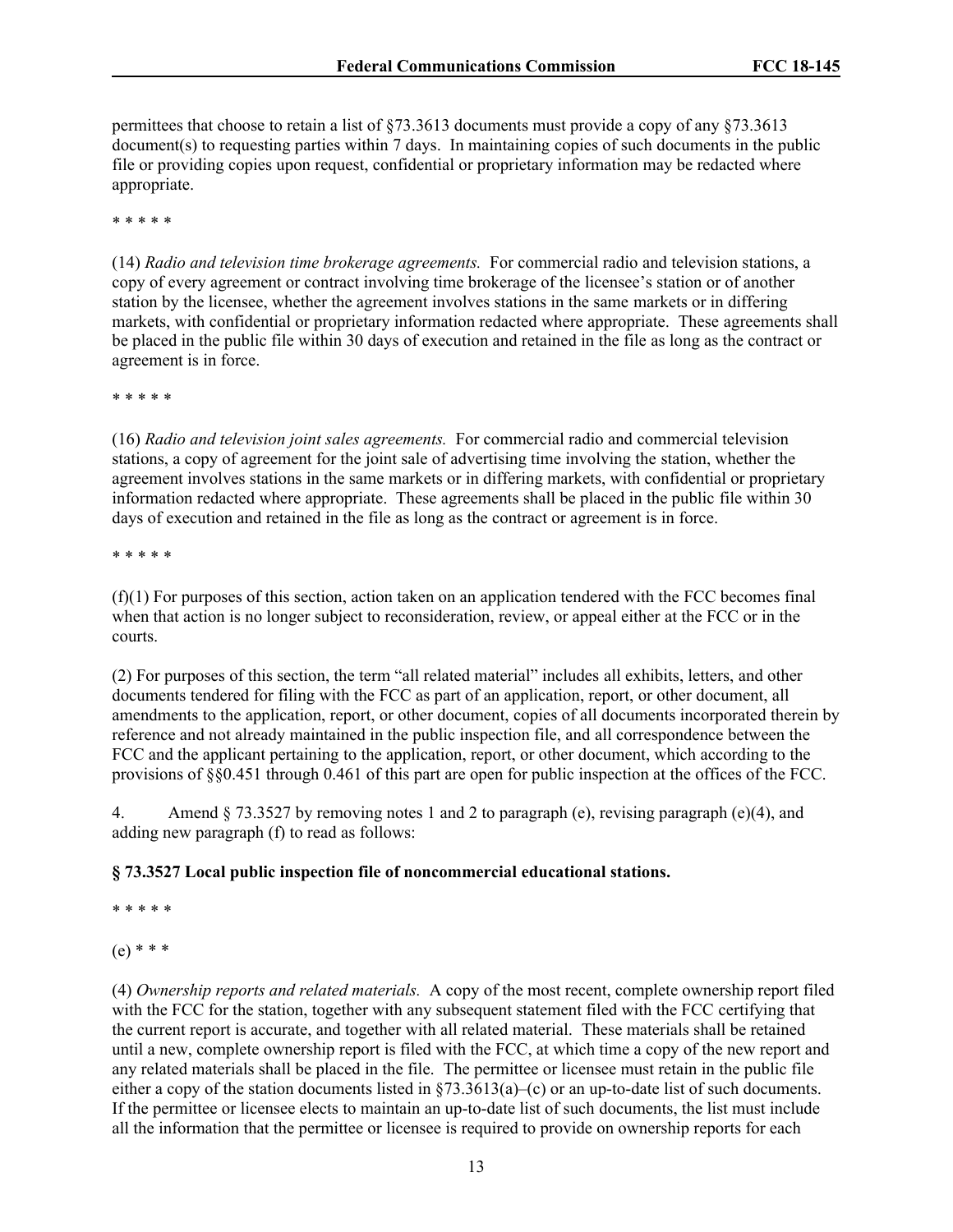permittees that choose to retain a list of §73.3613 documents must provide a copy of any §73.3613 document(s) to requesting parties within 7 days. In maintaining copies of such documents in the public file or providing copies upon request, confidential or proprietary information may be redacted where appropriate.

* * * * *

(14) *Radio and television time brokerage agreements.* For commercial radio and television stations, a copy of every agreement or contract involving time brokerage of the licensee's station or of another station by the licensee, whether the agreement involves stations in the same markets or in differing markets, with confidential or proprietary information redacted where appropriate. These agreements shall be placed in the public file within 30 days of execution and retained in the file as long as the contract or agreement is in force.

* * * * *

(16) *Radio and television joint sales agreements.* For commercial radio and commercial television stations, a copy of agreement for the joint sale of advertising time involving the station, whether the agreement involves stations in the same markets or in differing markets, with confidential or proprietary information redacted where appropriate. These agreements shall be placed in the public file within 30 days of execution and retained in the file as long as the contract or agreement is in force.

* * * * *

(f)(1) For purposes of this section, action taken on an application tendered with the FCC becomes final when that action is no longer subject to reconsideration, review, or appeal either at the FCC or in the courts.

(2) For purposes of this section, the term "all related material" includes all exhibits, letters, and other documents tendered for filing with the FCC as part of an application, report, or other document, all amendments to the application, report, or other document, copies of all documents incorporated therein by reference and not already maintained in the public inspection file, and all correspondence between the FCC and the applicant pertaining to the application, report, or other document, which according to the provisions of §§0.451 through 0.461 of this part are open for public inspection at the offices of the FCC.

4. Amend § 73.3527 by removing notes 1 and 2 to paragraph (e), revising paragraph (e)(4), and adding new paragraph (f) to read as follows:

**§ 73.3527 Local public inspection file of noncommercial educational stations.**

* * * * *

(e) * * *

(4) *Ownership reports and related materials.* A copy of the most recent, complete ownership report filed with the FCC for the station, together with any subsequent statement filed with the FCC certifying that the current report is accurate, and together with all related material. These materials shall be retained until a new, complete ownership report is filed with the FCC, at which time a copy of the new report and any related materials shall be placed in the file. The permittee or licensee must retain in the public file either a copy of the station documents listed in §73.3613(a)–(c) or an up-to-date list of such documents. If the permittee or licensee elects to maintain an up-to-date list of such documents, the list must include all the information that the permittee or licensee is required to provide on ownership reports for each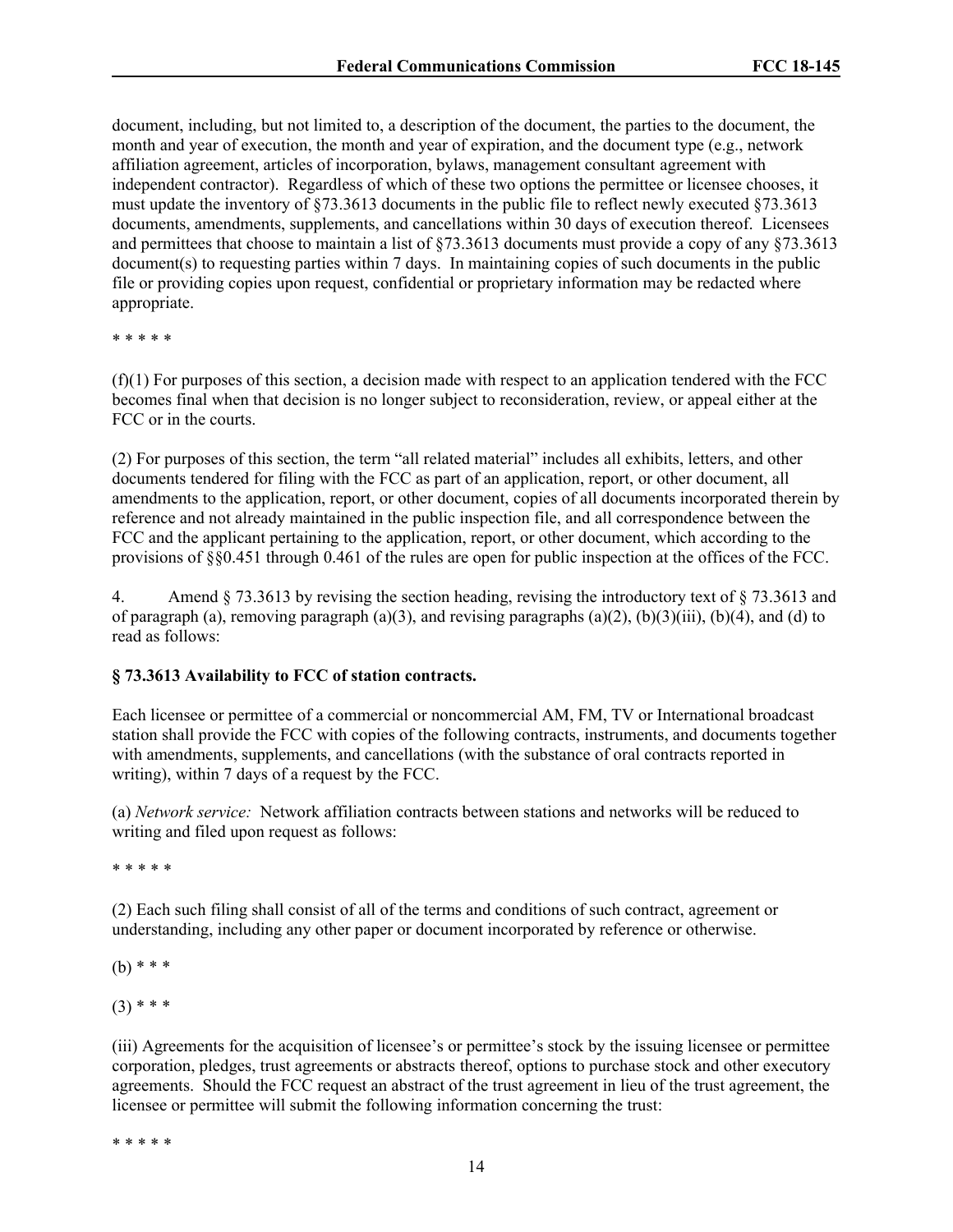document, including, but not limited to, a description of the document, the parties to the document, the month and year of execution, the month and year of expiration, and the document type (e.g., network affiliation agreement, articles of incorporation, bylaws, management consultant agreement with independent contractor). Regardless of which of these two options the permittee or licensee chooses, it must update the inventory of §73.3613 documents in the public file to reflect newly executed §73.3613 documents, amendments, supplements, and cancellations within 30 days of execution thereof. Licensees and permittees that choose to maintain a list of §73.3613 documents must provide a copy of any §73.3613 document(s) to requesting parties within 7 days. In maintaining copies of such documents in the public file or providing copies upon request, confidential or proprietary information may be redacted where appropriate.

\* \* \* \* \*

(f)(1) For purposes of this section, a decision made with respect to an application tendered with the FCC becomes final when that decision is no longer subject to reconsideration, review, or appeal either at the FCC or in the courts.

(2) For purposes of this section, the term "all related material" includes all exhibits, letters, and other documents tendered for filing with the FCC as part of an application, report, or other document, all amendments to the application, report, or other document, copies of all documents incorporated therein by reference and not already maintained in the public inspection file, and all correspondence between the FCC and the applicant pertaining to the application, report, or other document, which according to the provisions of §§0.451 through 0.461 of the rules are open for public inspection at the offices of the FCC.

4. Amend § 73.3613 by revising the section heading, revising the introductory text of § 73.3613 and of paragraph (a), removing paragraph (a)(3), and revising paragraphs (a)(2), (b)(3)(iii), (b)(4), and (d) to read as follows:

**§ 73.3613 Availability to FCC of station contracts.**

Each licensee or permittee of a commercial or noncommercial AM, FM, TV or International broadcast station shall provide the FCC with copies of the following contracts, instruments, and documents together with amendments, supplements, and cancellations (with the substance of oral contracts reported in writing), within 7 days of a request by the FCC.

(a) *Network service:* Network affiliation contracts between stations and networks will be reduced to writing and filed upon request as follows:

\* \* \* \* \*

(2) Each such filing shall consist of all of the terms and conditions of such contract, agreement or understanding, including any other paper or document incorporated by reference or otherwise.

(b) \* \* \*

(3) \* \* \*

(iii) Agreements for the acquisition of licensee's or permittee's stock by the issuing licensee or permittee corporation, pledges, trust agreements or abstracts thereof, options to purchase stock and other executory agreements. Should the FCC request an abstract of the trust agreement in lieu of the trust agreement, the licensee or permittee will submit the following information concerning the trust:

\* \* \* \* \*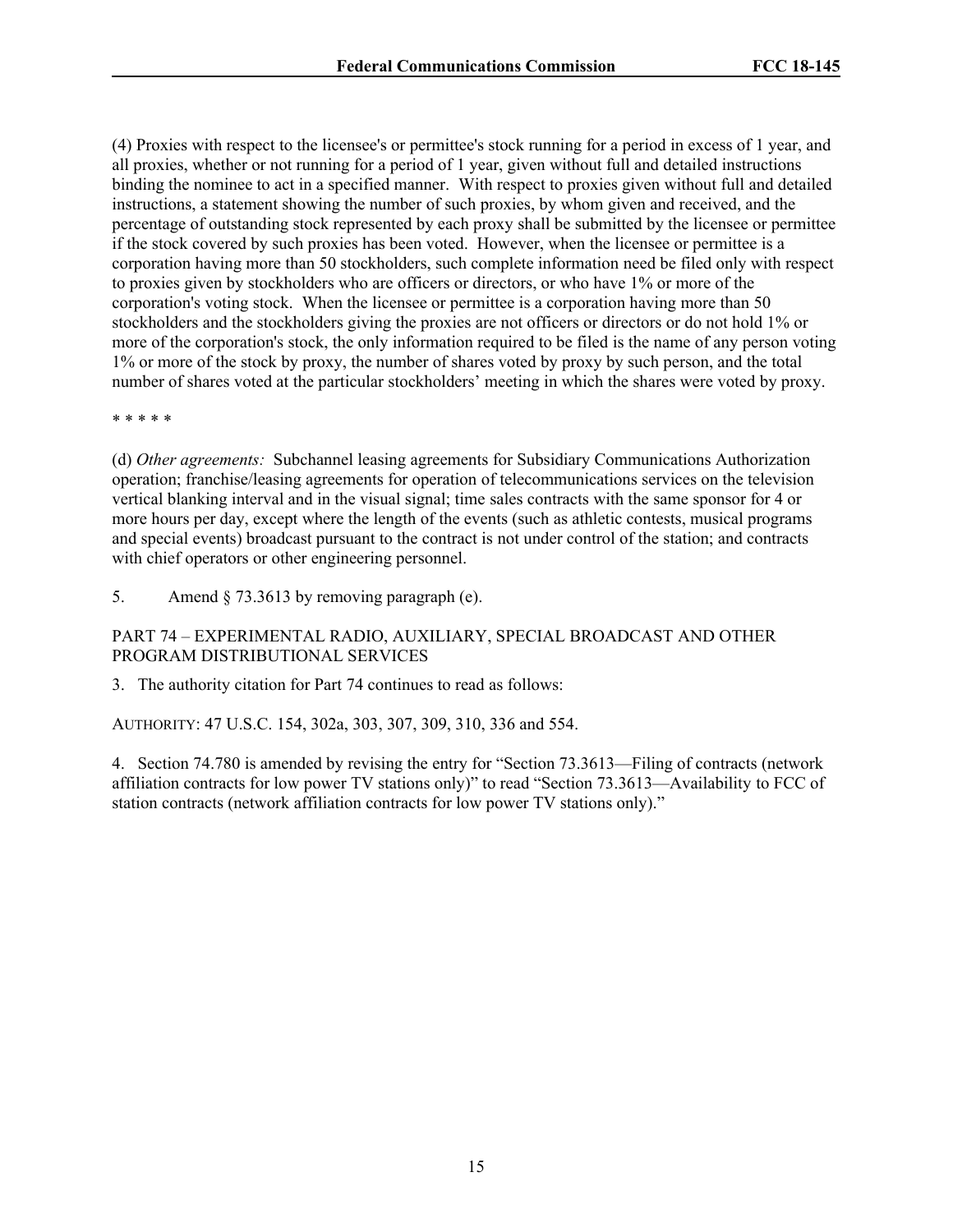(4) Proxies with respect to the licensee's or permittee's stock running for a period in excess of 1 year, and all proxies, whether or not running for a period of 1 year, given without full and detailed instructions binding the nominee to act in a specified manner. With respect to proxies given without full and detailed instructions, a statement showing the number of such proxies, by whom given and received, and the percentage of outstanding stock represented by each proxy shall be submitted by the licensee or permittee if the stock covered by such proxies has been voted. However, when the licensee or permittee is a corporation having more than 50 stockholders, such complete information need be filed only with respect to proxies given by stockholders who are officers or directors, or who have 1% or more of the corporation's voting stock. When the licensee or permittee is a corporation having more than 50 stockholders and the stockholders giving the proxies are not officers or directors or do not hold 1% or more of the corporation's stock, the only information required to be filed is the name of any person voting 1% or more of the stock by proxy, the number of shares voted by proxy by such person, and the total number of shares voted at the particular stockholders' meeting in which the shares were voted by proxy.

* * * * *

(d) *Other agreements:* Subchannel leasing agreements for Subsidiary Communications Authorization operation; franchise/leasing agreements for operation of telecommunications services on the television vertical blanking interval and in the visual signal; time sales contracts with the same sponsor for 4 or more hours per day, except where the length of the events (such as athletic contests, musical programs and special events) broadcast pursuant to the contract is not under control of the station; and contracts with chief operators or other engineering personnel.

5. Amend § 73.3613 by removing paragraph (e).

PART 74 – EXPERIMENTAL RADIO, AUXILIARY, SPECIAL BROADCAST AND OTHER PROGRAM DISTRIBUTIONAL SERVICES

3. The authority citation for Part 74 continues to read as follows:

AUTHORITY: 47 U.S.C. 154, 302a, 303, 307, 309, 310, 336 and 554.

4. Section 74.780 is amended by revising the entry for "Section 73.3613—Filing of contracts (network affiliation contracts for low power TV stations only)" to read "Section 73.3613—Availability to FCC of station contracts (network affiliation contracts for low power TV stations only)."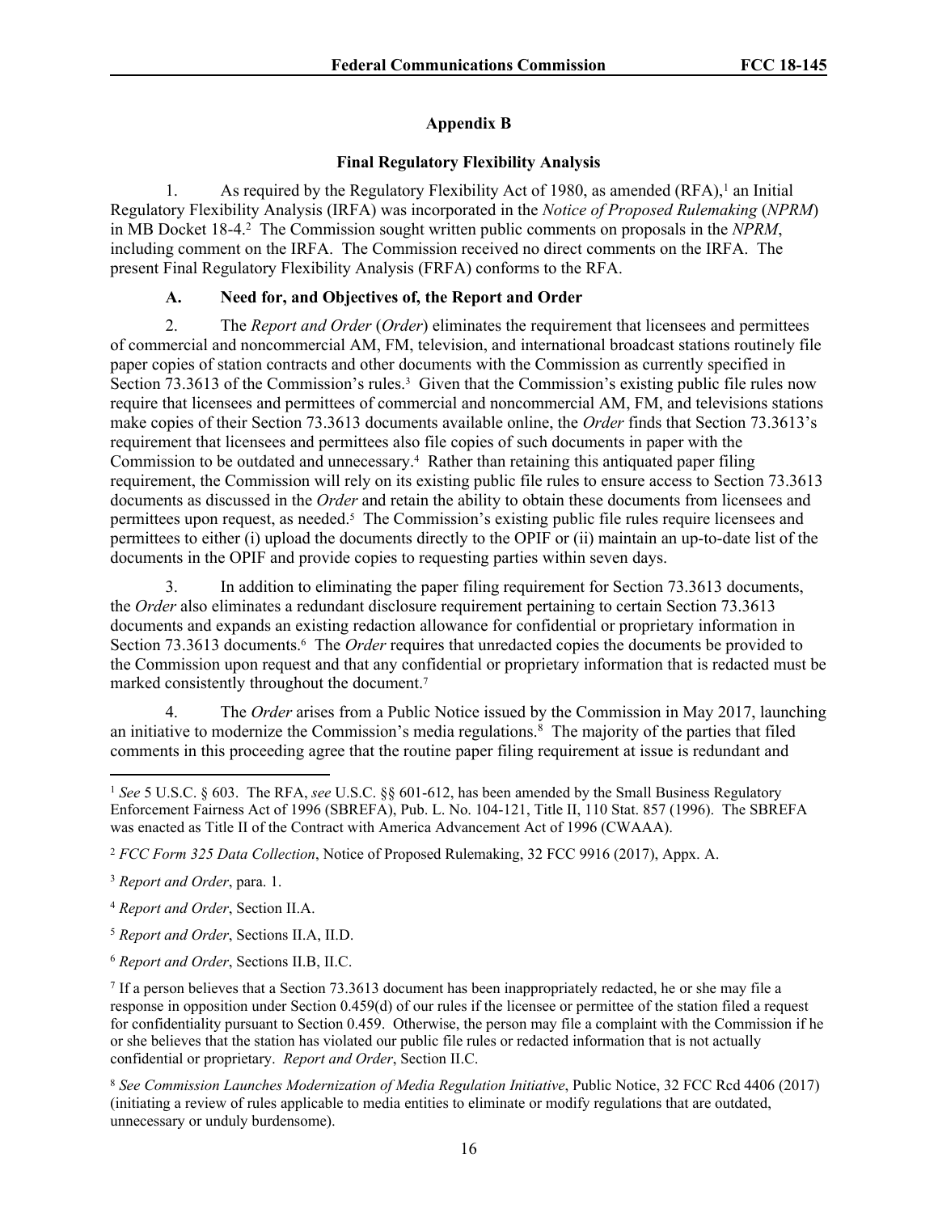## Appendix B

## Final Regulatory Flexibility Analysis

1. As required by the Regulatory Flexibility Act of 1980, as amended (RFA),[1] an Initial Regulatory Flexibility Analysis (IRFA) was incorporated in the *Notice of Proposed Rulemaking* (*NPRM*) in MB Docket 18-4.[2] The Commission sought written public comments on proposals in the *NPRM*, including comment on the IRFA. The Commission received no direct comments on the IRFA. The present Final Regulatory Flexibility Analysis (FRFA) conforms to the RFA.

### A. Need for, and Objectives of, the Report and Order

2. The *Report and Order* (*Order*) eliminates the requirement that licensees and permittees of commercial and noncommercial AM, FM, television, and international broadcast stations routinely file paper copies of station contracts and other documents with the Commission as currently specified in Section 73.3613 of the Commission's rules.[3] Given that the Commission's existing public file rules now require that licensees and permittees of commercial and noncommercial AM, FM, and televisions stations make copies of their Section 73.3613 documents available online, the *Order* finds that Section 73.3613's requirement that licensees and permittees also file copies of such documents in paper with the Commission to be outdated and unnecessary.[4] Rather than retaining this antiquated paper filing requirement, the Commission will rely on its existing public file rules to ensure access to Section 73.3613 documents as discussed in the *Order* and retain the ability to obtain these documents from licensees and permittees upon request, as needed.[5] The Commission's existing public file rules require licensees and permittees to either (i) upload the documents directly to the OPIF or (ii) maintain an up-to-date list of the documents in the OPIF and provide copies to requesting parties within seven days.

3. In addition to eliminating the paper filing requirement for Section 73.3613 documents, the *Order* also eliminates a redundant disclosure requirement pertaining to certain Section 73.3613 documents and expands an existing redaction allowance for confidential or proprietary information in Section 73.3613 documents.[6] The *Order* requires that unredacted copies the documents be provided to the Commission upon request and that any confidential or proprietary information that is redacted must be marked consistently throughout the document.[7]

4. The *Order* arises from a Public Notice issued by the Commission in May 2017, launching an initiative to modernize the Commission's media regulations.[8] The majority of the parties that filed comments in this proceeding agree that the routine paper filing requirement at issue is redundant and

---

[1] *See* 5 U.S.C. § 603. The RFA, *see* U.S.C. §§ 601-612, has been amended by the Small Business Regulatory Enforcement Fairness Act of 1996 (SBREFA), Pub. L. No. 104-121, Title II, 110 Stat. 857 (1996). The SBREFA was enacted as Title II of the Contract with America Advancement Act of 1996 (CWAAA).

[2] *FCC Form 325 Data Collection*, Notice of Proposed Rulemaking, 32 FCC 9916 (2017), Appx. A.

[3] *Report and Order*, para. 1.

[4] *Report and Order*, Section II.A.

[5] *Report and Order*, Sections II.A, II.D.

[6] *Report and Order*, Sections II.B, II.C.

[7] If a person believes that a Section 73.3613 document has been inappropriately redacted, he or she may file a response in opposition under Section 0.459(d) of our rules if the licensee or permittee of the station filed a request for confidentiality pursuant to Section 0.459. Otherwise, the person may file a complaint with the Commission if he or she believes that the station has violated our public file rules or redacted information that is not actually confidential or proprietary. *Report and Order*, Section II.C.

[8] *See Commission Launches Modernization of Media Regulation Initiative*, Public Notice, 32 FCC Rcd 4406 (2017) (initiating a review of rules applicable to media entities to eliminate or modify regulations that are outdated, unnecessary or unduly burdensome).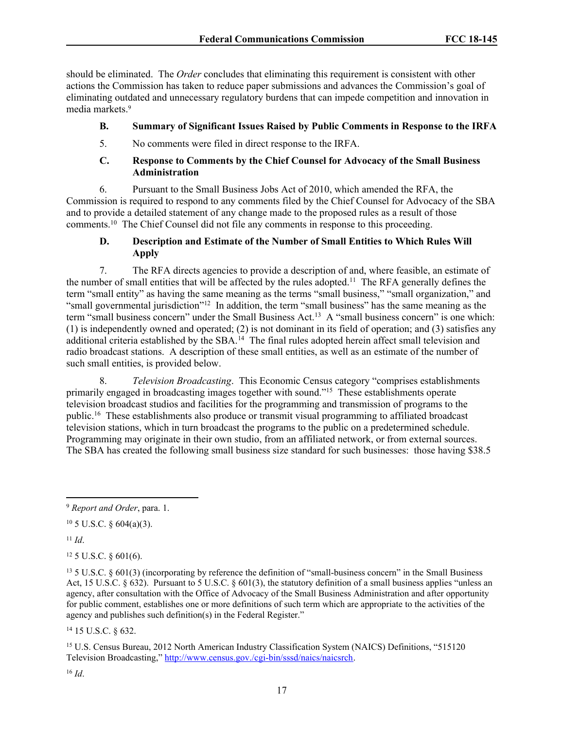should be eliminated. The *Order* concludes that eliminating this requirement is consistent with other actions the Commission has taken to reduce paper submissions and advances the Commission's goal of eliminating outdated and unnecessary regulatory burdens that can impede competition and innovation in media markets.[9]

### B. Summary of Significant Issues Raised by Public Comments in Response to the IRFA

5. No comments were filed in direct response to the IRFA.

### C. Response to Comments by the Chief Counsel for Advocacy of the Small Business Administration

6. Pursuant to the Small Business Jobs Act of 2010, which amended the RFA, the Commission is required to respond to any comments filed by the Chief Counsel for Advocacy of the SBA and to provide a detailed statement of any change made to the proposed rules as a result of those comments.[10] The Chief Counsel did not file any comments in response to this proceeding.

### D. Description and Estimate of the Number of Small Entities to Which Rules Will Apply

7. The RFA directs agencies to provide a description of and, where feasible, an estimate of the number of small entities that will be affected by the rules adopted.[11] The RFA generally defines the term "small entity" as having the same meaning as the terms "small business," "small organization," and "small governmental jurisdiction"[12] In addition, the term "small business" has the same meaning as the term "small business concern" under the Small Business Act.[13] A "small business concern" is one which: (1) is independently owned and operated; (2) is not dominant in its field of operation; and (3) satisfies any additional criteria established by the SBA.[14] The final rules adopted herein affect small television and radio broadcast stations. A description of these small entities, as well as an estimate of the number of such small entities, is provided below.

8. *Television Broadcasting*. This Economic Census category "comprises establishments primarily engaged in broadcasting images together with sound."[15] These establishments operate television broadcast studios and facilities for the programming and transmission of programs to the public.[16] These establishments also produce or transmit visual programming to affiliated broadcast television stations, which in turn broadcast the programs to the public on a predetermined schedule. Programming may originate in their own studio, from an affiliated network, or from external sources. The SBA has created the following small business size standard for such businesses: those having $38.5

---

[9] *Report and Order*, para. 1.

[10] 5 U.S.C. § 604(a)(3).

[11] *Id*.

[12] 5 U.S.C. § 601(6).

[13] 5 U.S.C. § 601(3) (incorporating by reference the definition of "small-business concern" in the Small Business Act, 15 U.S.C. § 632). Pursuant to 5 U.S.C. § 601(3), the statutory definition of a small business applies "unless an agency, after consultation with the Office of Advocacy of the Small Business Administration and after opportunity for public comment, establishes one or more definitions of such term which are appropriate to the activities of the agency and publishes such definition(s) in the Federal Register."

[14] 15 U.S.C. § 632.

[15] U.S. Census Bureau, 2012 North American Industry Classification System (NAICS) Definitions, "515120 Television Broadcasting," http://www.census.gov./cgi-bin/sssd/naics/naicsrch.

[16] *Id*.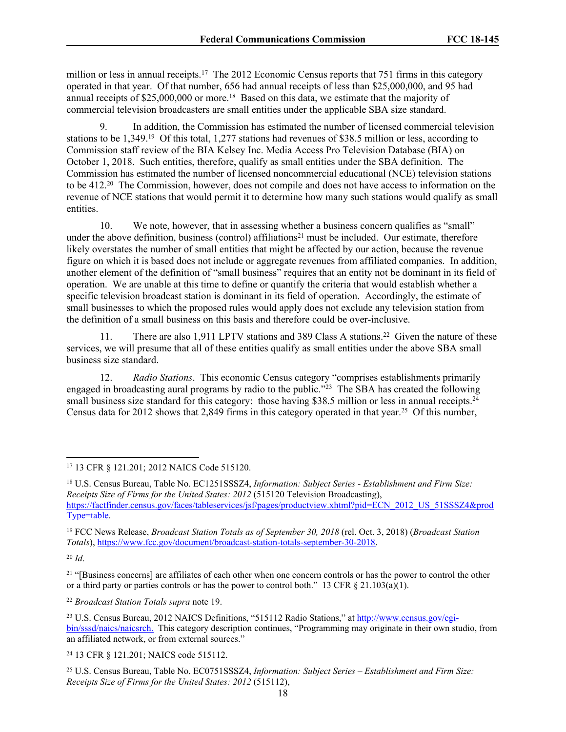million or less in annual receipts.[17] The 2012 Economic Census reports that 751 firms in this category operated in that year. Of that number, 656 had annual receipts of less than $25,000,000, and 95 had annual receipts of $25,000,000 or more.[18] Based on this data, we estimate that the majority of commercial television broadcasters are small entities under the applicable SBA size standard.

9. In addition, the Commission has estimated the number of licensed commercial television stations to be 1,349.[19] Of this total, 1,277 stations had revenues of $38.5 million or less, according to Commission staff review of the BIA Kelsey Inc. Media Access Pro Television Database (BIA) on October 1, 2018. Such entities, therefore, qualify as small entities under the SBA definition. The Commission has estimated the number of licensed noncommercial educational (NCE) television stations to be 412.[20] The Commission, however, does not compile and does not have access to information on the revenue of NCE stations that would permit it to determine how many such stations would qualify as small entities.

10. We note, however, that in assessing whether a business concern qualifies as "small" under the above definition, business (control) affiliations[21] must be included. Our estimate, therefore likely overstates the number of small entities that might be affected by our action, because the revenue figure on which it is based does not include or aggregate revenues from affiliated companies. In addition, another element of the definition of "small business" requires that an entity not be dominant in its field of operation. We are unable at this time to define or quantify the criteria that would establish whether a specific television broadcast station is dominant in its field of operation. Accordingly, the estimate of small businesses to which the proposed rules would apply does not exclude any television station from the definition of a small business on this basis and therefore could be over-inclusive.

11. There are also 1,911 LPTV stations and 389 Class A stations.[22] Given the nature of these services, we will presume that all of these entities qualify as small entities under the above SBA small business size standard.

12. *Radio Stations*. This economic Census category "comprises establishments primarily engaged in broadcasting aural programs by radio to the public."[23] The SBA has created the following small business size standard for this category: those having $38.5 million or less in annual receipts.[24] Census data for 2012 shows that 2,849 firms in this category operated in that year.[25] Of this number,

---

[17] 13 CFR § 121.201; 2012 NAICS Code 515120.

[18] U.S. Census Bureau, Table No. EC1251SSSZ4, *Information: Subject Series - Establishment and Firm Size: Receipts Size of Firms for the United States: 2012* (515120 Television Broadcasting), https://factfinder.census.gov/faces/tableservices/jsf/pages/productview.xhtml?pid=ECN_2012_US_51SSSZ4&prodType=table.

[19] FCC News Release, *Broadcast Station Totals as of September 30, 2018* (rel. Oct. 3, 2018) (*Broadcast Station Totals*), https://www.fcc.gov/document/broadcast-station-totals-september-30-2018.

[20] *Id*.

[21] "[Business concerns] are affiliates of each other when one concern controls or has the power to control the other or a third party or parties controls or has the power to control both." 13 CFR § 21.103(a)(1).

[22] *Broadcast Station Totals supra* note 19.

[23] U.S. Census Bureau, 2012 NAICS Definitions, "515112 Radio Stations," at http://www.census.gov/cgi-bin/sssd/naics/naicsrch. This category description continues, "Programming may originate in their own studio, from an affiliated network, or from external sources."

[24] 13 CFR § 121.201; NAICS code 515112.

[25] U.S. Census Bureau, Table No. EC0751SSSZ4, *Information: Subject Series – Establishment and Firm Size: Receipts Size of Firms for the United States: 2012* (515112),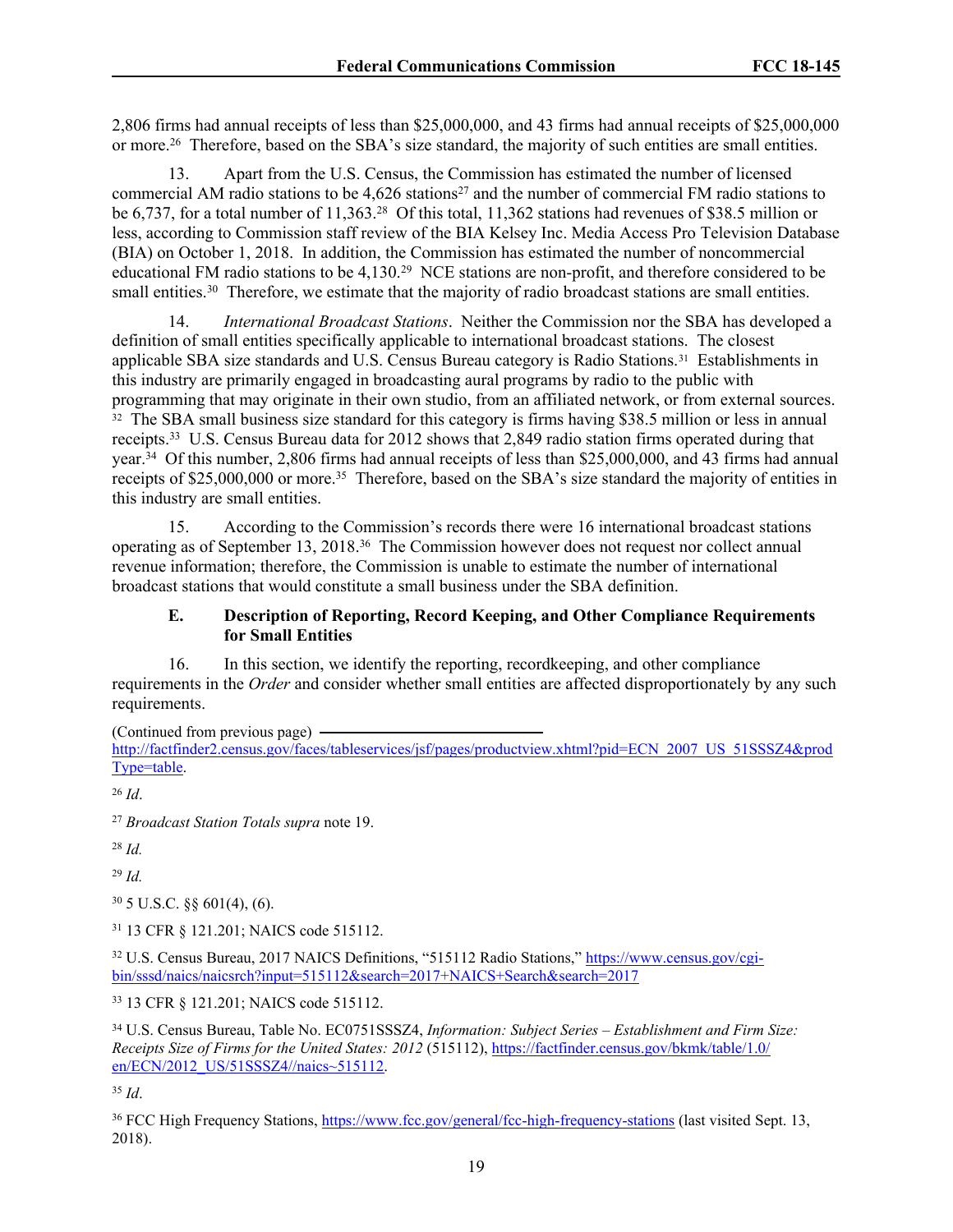2,806 firms had annual receipts of less than $25,000,000, and 43 firms had annual receipts of $25,000,000 or more.[26] Therefore, based on the SBA's size standard, the majority of such entities are small entities.

13. Apart from the U.S. Census, the Commission has estimated the number of licensed commercial AM radio stations to be 4,626 stations[27] and the number of commercial FM radio stations to be 6,737, for a total number of 11,363.[28] Of this total, 11,362 stations had revenues of $38.5 million or less, according to Commission staff review of the BIA Kelsey Inc. Media Access Pro Television Database (BIA) on October 1, 2018. In addition, the Commission has estimated the number of noncommercial educational FM radio stations to be 4,130.[29] NCE stations are non-profit, and therefore considered to be small entities.[30] Therefore, we estimate that the majority of radio broadcast stations are small entities.

14. *International Broadcast Stations*. Neither the Commission nor the SBA has developed a definition of small entities specifically applicable to international broadcast stations. The closest applicable SBA size standards and U.S. Census Bureau category is Radio Stations.[31] Establishments in this industry are primarily engaged in broadcasting aural programs by radio to the public with programming that may originate in their own studio, from an affiliated network, or from external sources.[32] The SBA small business size standard for this category is firms having $38.5 million or less in annual receipts.[33] U.S. Census Bureau data for 2012 shows that 2,849 radio station firms operated during that year.[34] Of this number, 2,806 firms had annual receipts of less than $25,000,000, and 43 firms had annual receipts of $25,000,000 or more.[35] Therefore, based on the SBA's size standard the majority of entities in this industry are small entities.

15. According to the Commission's records there were 16 international broadcast stations operating as of September 13, 2018.[36] The Commission however does not request nor collect annual revenue information; therefore, the Commission is unable to estimate the number of international broadcast stations that would constitute a small business under the SBA definition.

### E. Description of Reporting, Record Keeping, and Other Compliance Requirements for Small Entities

16. In this section, we identify the reporting, recordkeeping, and other compliance requirements in the *Order* and consider whether small entities are affected disproportionately by any such requirements.

(Continued from previous page)
http://factfinder2.census.gov/faces/tableservices/jsf/pages/productview.xhtml?pid=ECN_2007_US_51SSSZ4&prodType=table.

[26] *Id*.

[27] *Broadcast Station Totals supra* note 19.

[28] *Id.*

[29] *Id.*

[30] 5 U.S.C. §§ 601(4), (6).

[31] 13 CFR § 121.201; NAICS code 515112.

[32] U.S. Census Bureau, 2017 NAICS Definitions, "515112 Radio Stations," https://www.census.gov/cgi-bin/sssd/naics/naicsrch?input=515112&search=2017+NAICS+Search&search=2017

[33] 13 CFR § 121.201; NAICS code 515112.

[34] U.S. Census Bureau, Table No. EC0751SSSZ4, *Information: Subject Series – Establishment and Firm Size: Receipts Size of Firms for the United States: 2012* (515112), https://factfinder.census.gov/bkmk/table/1.0/en/ECN/2012_US/51SSSZ4//naics~515112.

[35] *Id*.

[36] FCC High Frequency Stations, https://www.fcc.gov/general/fcc-high-frequency-stations (last visited Sept. 13, 2018).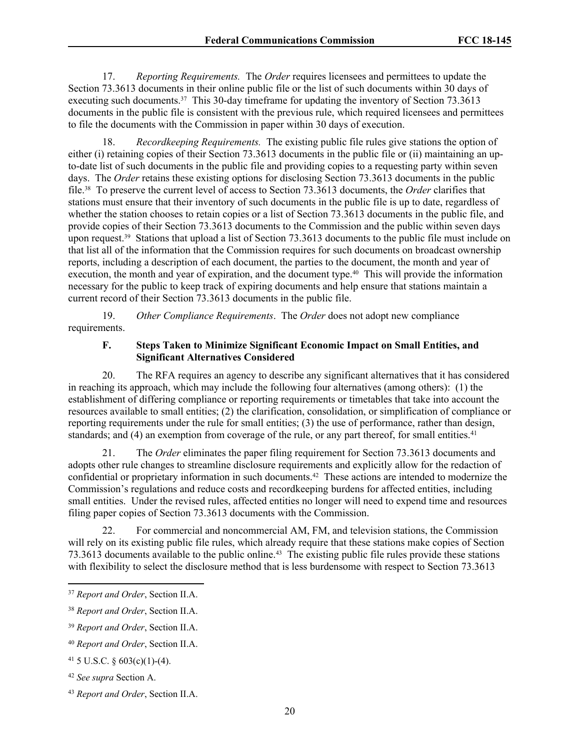17. *Reporting Requirements.* The *Order* requires licensees and permittees to update the Section 73.3613 documents in their online public file or the list of such documents within 30 days of executing such documents.[37] This 30-day timeframe for updating the inventory of Section 73.3613 documents in the public file is consistent with the previous rule, which required licensees and permittees to file the documents with the Commission in paper within 30 days of execution.

18. *Recordkeeping Requirements.* The existing public file rules give stations the option of either (i) retaining copies of their Section 73.3613 documents in the public file or (ii) maintaining an up-to-date list of such documents in the public file and providing copies to a requesting party within seven days. The *Order* retains these existing options for disclosing Section 73.3613 documents in the public file.[38] To preserve the current level of access to Section 73.3613 documents, the *Order* clarifies that stations must ensure that their inventory of such documents in the public file is up to date, regardless of whether the station chooses to retain copies or a list of Section 73.3613 documents in the public file, and provide copies of their Section 73.3613 documents to the Commission and the public within seven days upon request.[39] Stations that upload a list of Section 73.3613 documents to the public file must include on that list all of the information that the Commission requires for such documents on broadcast ownership reports, including a description of each document, the parties to the document, the month and year of execution, the month and year of expiration, and the document type.[40] This will provide the information necessary for the public to keep track of expiring documents and help ensure that stations maintain a current record of their Section 73.3613 documents in the public file.

19. *Other Compliance Requirements*. The *Order* does not adopt new compliance requirements.

### F. Steps Taken to Minimize Significant Economic Impact on Small Entities, and Significant Alternatives Considered

20. The RFA requires an agency to describe any significant alternatives that it has considered in reaching its approach, which may include the following four alternatives (among others): (1) the establishment of differing compliance or reporting requirements or timetables that take into account the resources available to small entities; (2) the clarification, consolidation, or simplification of compliance or reporting requirements under the rule for small entities; (3) the use of performance, rather than design, standards; and (4) an exemption from coverage of the rule, or any part thereof, for small entities.[41]

21. The *Order* eliminates the paper filing requirement for Section 73.3613 documents and adopts other rule changes to streamline disclosure requirements and explicitly allow for the redaction of confidential or proprietary information in such documents.[42] These actions are intended to modernize the Commission's regulations and reduce costs and recordkeeping burdens for affected entities, including small entities. Under the revised rules, affected entities no longer will need to expend time and resources filing paper copies of Section 73.3613 documents with the Commission.

22. For commercial and noncommercial AM, FM, and television stations, the Commission will rely on its existing public file rules, which already require that these stations make copies of Section 73.3613 documents available to the public online.[43] The existing public file rules provide these stations with flexibility to select the disclosure method that is less burdensome with respect to Section 73.3613

---

[37] *Report and Order*, Section II.A.

[38] *Report and Order*, Section II.A.

[39] *Report and Order*, Section II.A.

[40] *Report and Order*, Section II.A.

[41] 5 U.S.C. § 603(c)(1)-(4).

[42] *See supra* Section A.

[43] *Report and Order*, Section II.A.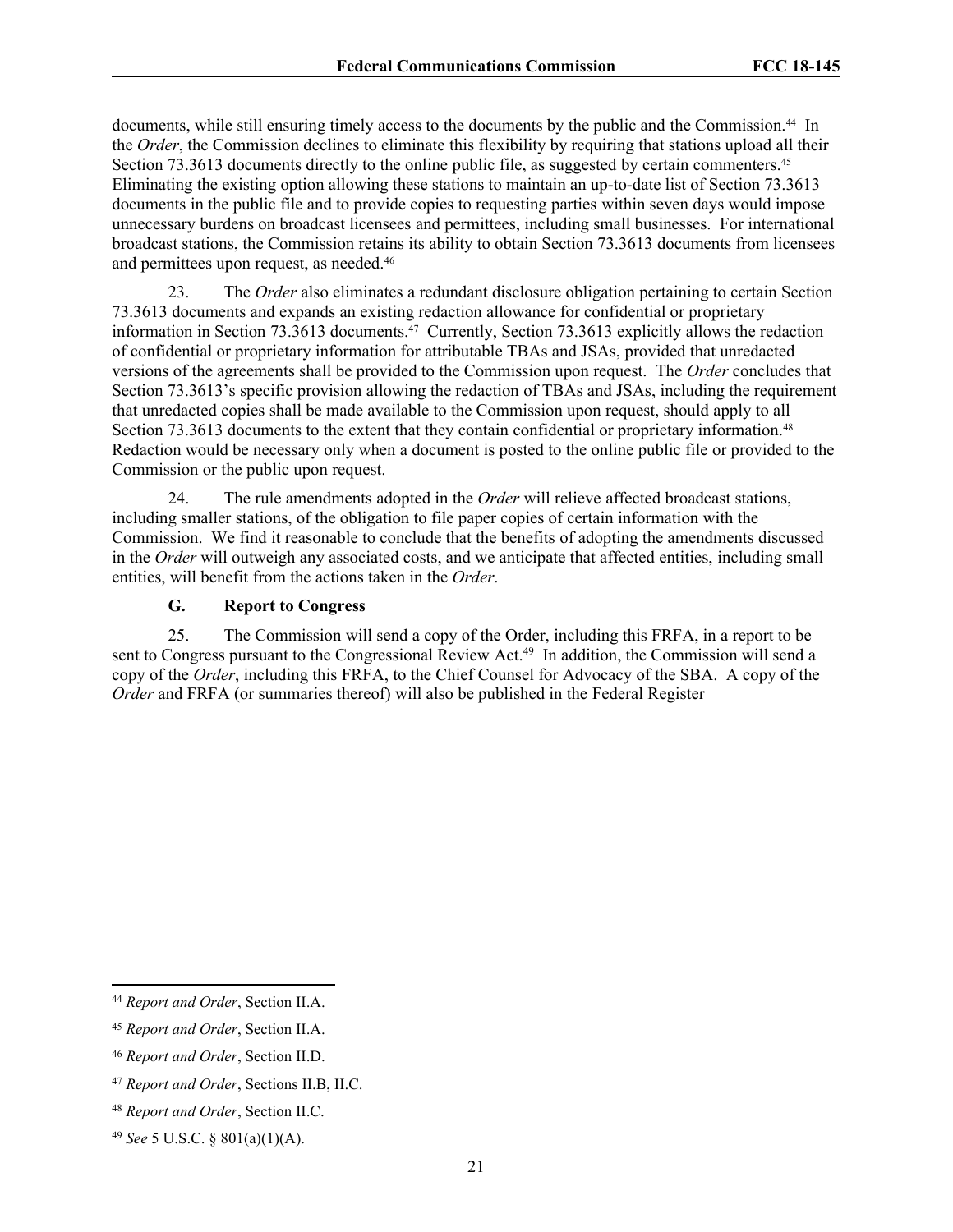documents, while still ensuring timely access to the documents by the public and the Commission.[44] In the *Order*, the Commission declines to eliminate this flexibility by requiring that stations upload all their Section 73.3613 documents directly to the online public file, as suggested by certain commenters.[45] Eliminating the existing option allowing these stations to maintain an up-to-date list of Section 73.3613 documents in the public file and to provide copies to requesting parties within seven days would impose unnecessary burdens on broadcast licensees and permittees, including small businesses. For international broadcast stations, the Commission retains its ability to obtain Section 73.3613 documents from licensees and permittees upon request, as needed.[46]

23. The *Order* also eliminates a redundant disclosure obligation pertaining to certain Section 73.3613 documents and expands an existing redaction allowance for confidential or proprietary information in Section 73.3613 documents.[47] Currently, Section 73.3613 explicitly allows the redaction of confidential or proprietary information for attributable TBAs and JSAs, provided that unredacted versions of the agreements shall be provided to the Commission upon request. The *Order* concludes that Section 73.3613's specific provision allowing the redaction of TBAs and JSAs, including the requirement that unredacted copies shall be made available to the Commission upon request, should apply to all Section 73.3613 documents to the extent that they contain confidential or proprietary information.[48] Redaction would be necessary only when a document is posted to the online public file or provided to the Commission or the public upon request.

24. The rule amendments adopted in the *Order* will relieve affected broadcast stations, including smaller stations, of the obligation to file paper copies of certain information with the Commission. We find it reasonable to conclude that the benefits of adopting the amendments discussed in the *Order* will outweigh any associated costs, and we anticipate that affected entities, including small entities, will benefit from the actions taken in the *Order*.

### G. Report to Congress

25. The Commission will send a copy of the Order, including this FRFA, in a report to be sent to Congress pursuant to the Congressional Review Act.[49] In addition, the Commission will send a copy of the *Order*, including this FRFA, to the Chief Counsel for Advocacy of the SBA. A copy of the *Order* and FRFA (or summaries thereof) will also be published in the Federal Register

---

[44] *Report and Order*, Section II.A.

[45] *Report and Order*, Section II.A.

[46] *Report and Order*, Section II.D.

[47] *Report and Order*, Sections II.B, II.C.

[48] *Report and Order*, Section II.C.

[49] *See* 5 U.S.C. § 801(a)(1)(A).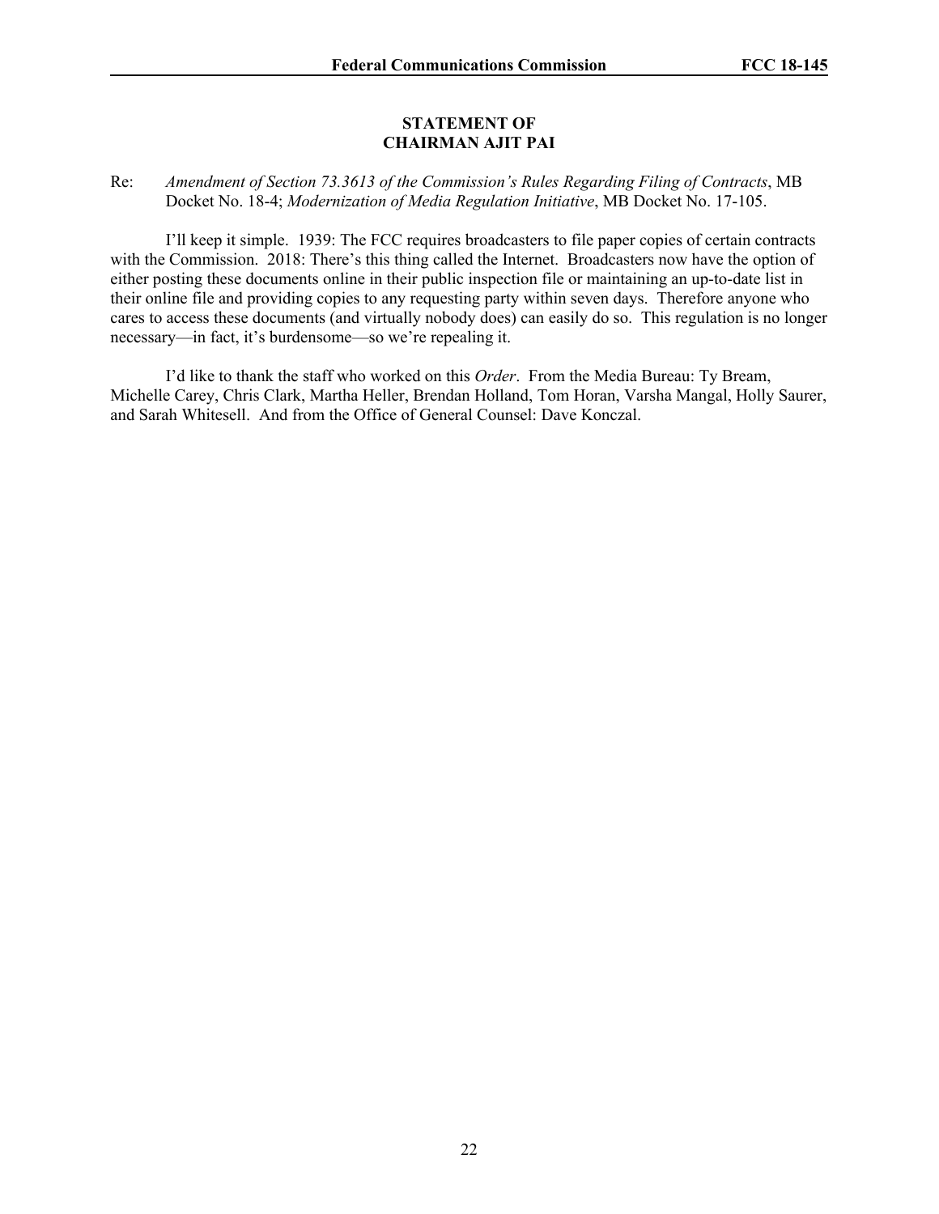**STATEMENT OF CHAIRMAN AJIT PAI**

Re: *Amendment of Section 73.3613 of the Commission's Rules Regarding Filing of Contracts*, MB Docket No. 18-4; *Modernization of Media Regulation Initiative*, MB Docket No. 17-105.

I'll keep it simple. 1939: The FCC requires broadcasters to file paper copies of certain contracts with the Commission. 2018: There's this thing called the Internet. Broadcasters now have the option of either posting these documents online in their public inspection file or maintaining an up-to-date list in their online file and providing copies to any requesting party within seven days. Therefore anyone who cares to access these documents (and virtually nobody does) can easily do so. This regulation is no longer necessary—in fact, it's burdensome—so we're repealing it.

I'd like to thank the staff who worked on this *Order*. From the Media Bureau: Ty Bream, Michelle Carey, Chris Clark, Martha Heller, Brendan Holland, Tom Horan, Varsha Mangal, Holly Saurer, and Sarah Whitesell. And from the Office of General Counsel: Dave Konczal.